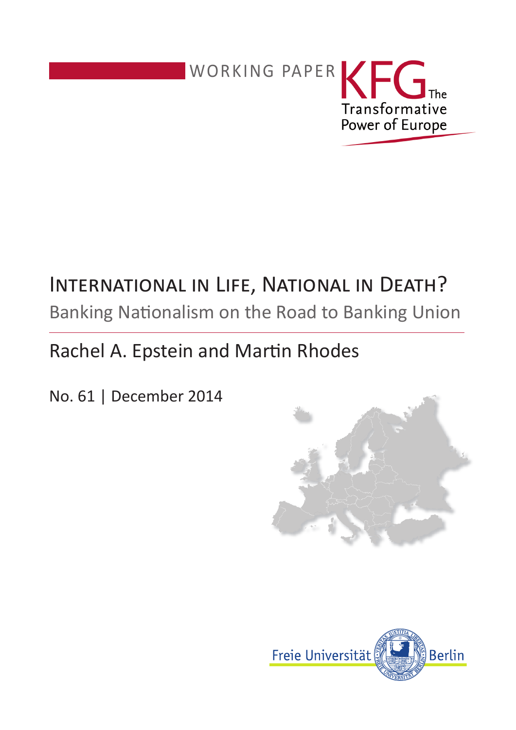WORKING PAPER

KFG The Transformative Power of Europe

# International in Life, National in Death?

## Banking Nationalism on the Road to Banking Union

Rachel A. Epstein and Martin Rhodes

No. 61 | December 2014

Freie Universität Berlin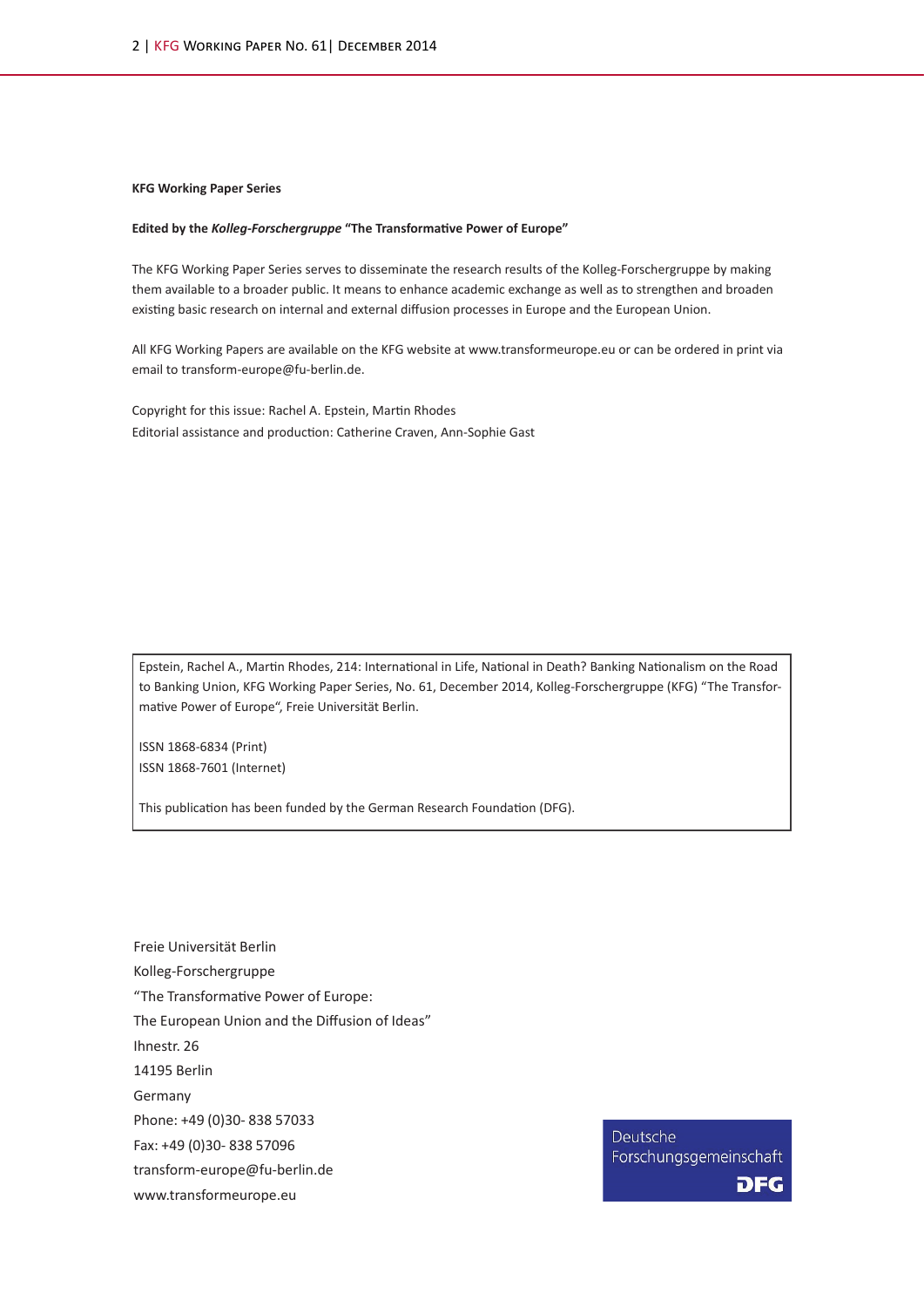**KFG Working Paper Series**

**Edited by the *Kolleg-Forschergruppe* "The Transformative Power of Europe"**

The KFG Working Paper Series serves to disseminate the research results of the Kolleg-Forschergruppe by making them available to a broader public. It means to enhance academic exchange as well as to strengthen and broaden existing basic research on internal and external diffusion processes in Europe and the European Union.

All KFG Working Papers are available on the KFG website at www.transformeurope.eu or can be ordered in print via email to transform-europe@fu-berlin.de.

Copyright for this issue: Rachel A. Epstein, Martin Rhodes
Editorial assistance and production: Catherine Craven, Ann-Sophie Gast

Epstein, Rachel A., Martin Rhodes, 214: International in Life, National in Death? Banking Nationalism on the Road to Banking Union, KFG Working Paper Series, No. 61, December 2014, Kolleg-Forschergruppe (KFG) "The Transformative Power of Europe", Freie Universität Berlin.

ISSN 1868-6834 (Print)
ISSN 1868-7601 (Internet)

This publication has been funded by the German Research Foundation (DFG).

Freie Universität Berlin
Kolleg-Forschergruppe
"The Transformative Power of Europe:
The European Union and the Diffusion of Ideas"
Ihnestr. 26
14195 Berlin
Germany
Phone: +49 (0)30- 838 57033
Fax: +49 (0)30- 838 57096
transform-europe@fu-berlin.de
www.transformeurope.eu

Deutsche Forschungsgemeinschaft
DFG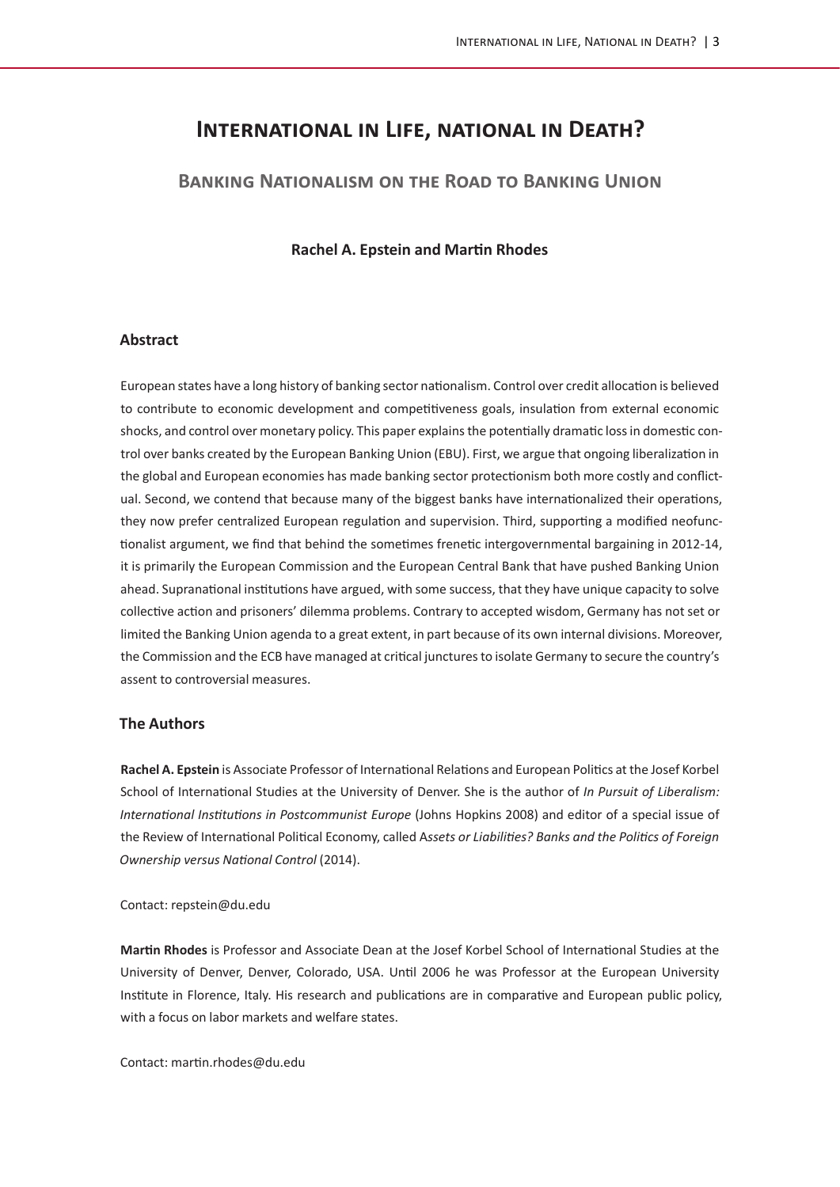# International in Life, national in Death?

## Banking Nationalism on the Road to Banking Union

**Rachel A. Epstein and Martin Rhodes**

### Abstract

European states have a long history of banking sector nationalism. Control over credit allocation is believed to contribute to economic development and competitiveness goals, insulation from external economic shocks, and control over monetary policy. This paper explains the potentially dramatic loss in domestic control over banks created by the European Banking Union (EBU). First, we argue that ongoing liberalization in the global and European economies has made banking sector protectionism both more costly and conflictual. Second, we contend that because many of the biggest banks have internationalized their operations, they now prefer centralized European regulation and supervision. Third, supporting a modified neofunctionalist argument, we find that behind the sometimes frenetic intergovernmental bargaining in 2012-14, it is primarily the European Commission and the European Central Bank that have pushed Banking Union ahead. Supranational institutions have argued, with some success, that they have unique capacity to solve collective action and prisoners' dilemma problems. Contrary to accepted wisdom, Germany has not set or limited the Banking Union agenda to a great extent, in part because of its own internal divisions. Moreover, the Commission and the ECB have managed at critical junctures to isolate Germany to secure the country's assent to controversial measures.

### The Authors

**Rachel A. Epstein** is Associate Professor of International Relations and European Politics at the Josef Korbel School of International Studies at the University of Denver. She is the author of *In Pursuit of Liberalism: International Institutions in Postcommunist Europe* (Johns Hopkins 2008) and editor of a special issue of the Review of International Political Economy, called A*ssets or Liabilities? Banks and the Politics of Foreign Ownership versus National Control* (2014).

Contact: repstein@du.edu

**Martin Rhodes** is Professor and Associate Dean at the Josef Korbel School of International Studies at the University of Denver, Denver, Colorado, USA. Until 2006 he was Professor at the European University Institute in Florence, Italy. His research and publications are in comparative and European public policy, with a focus on labor markets and welfare states.

Contact: martin.rhodes@du.edu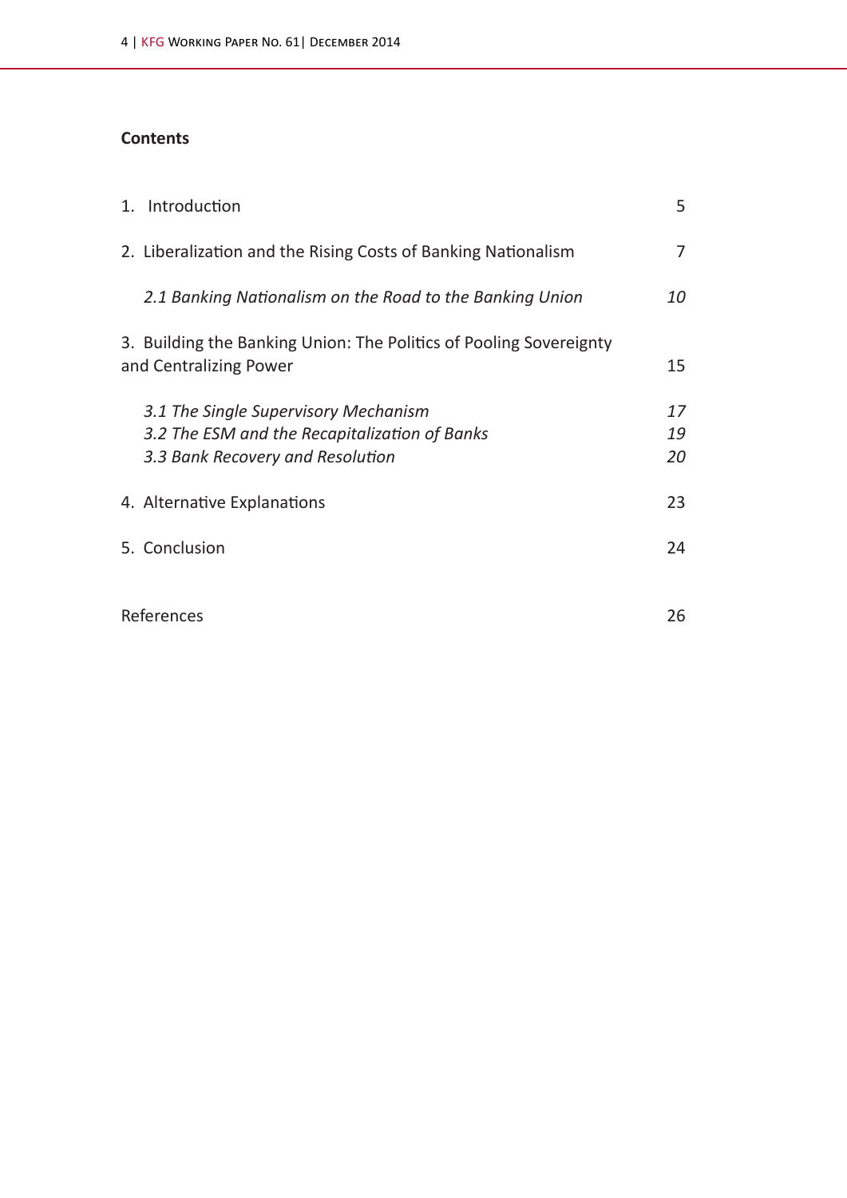**Contents**

| | |
|---|---|
| 1. Introduction | 5 |
| 2. Liberalization and the Rising Costs of Banking Nationalism | 7 |
| *2.1 Banking Nationalism on the Road to the Banking Union* | *10* |
| 3. Building the Banking Union: The Politics of Pooling Sovereignty and Centralizing Power | 15 |
| *3.1 The Single Supervisory Mechanism* | *17* |
| *3.2 The ESM and the Recapitalization of Banks* | *19* |
| *3.3 Bank Recovery and Resolution* | *20* |
| 4. Alternative Explanations | 23 |
| 5. Conclusion | 24 |
| References | 26 |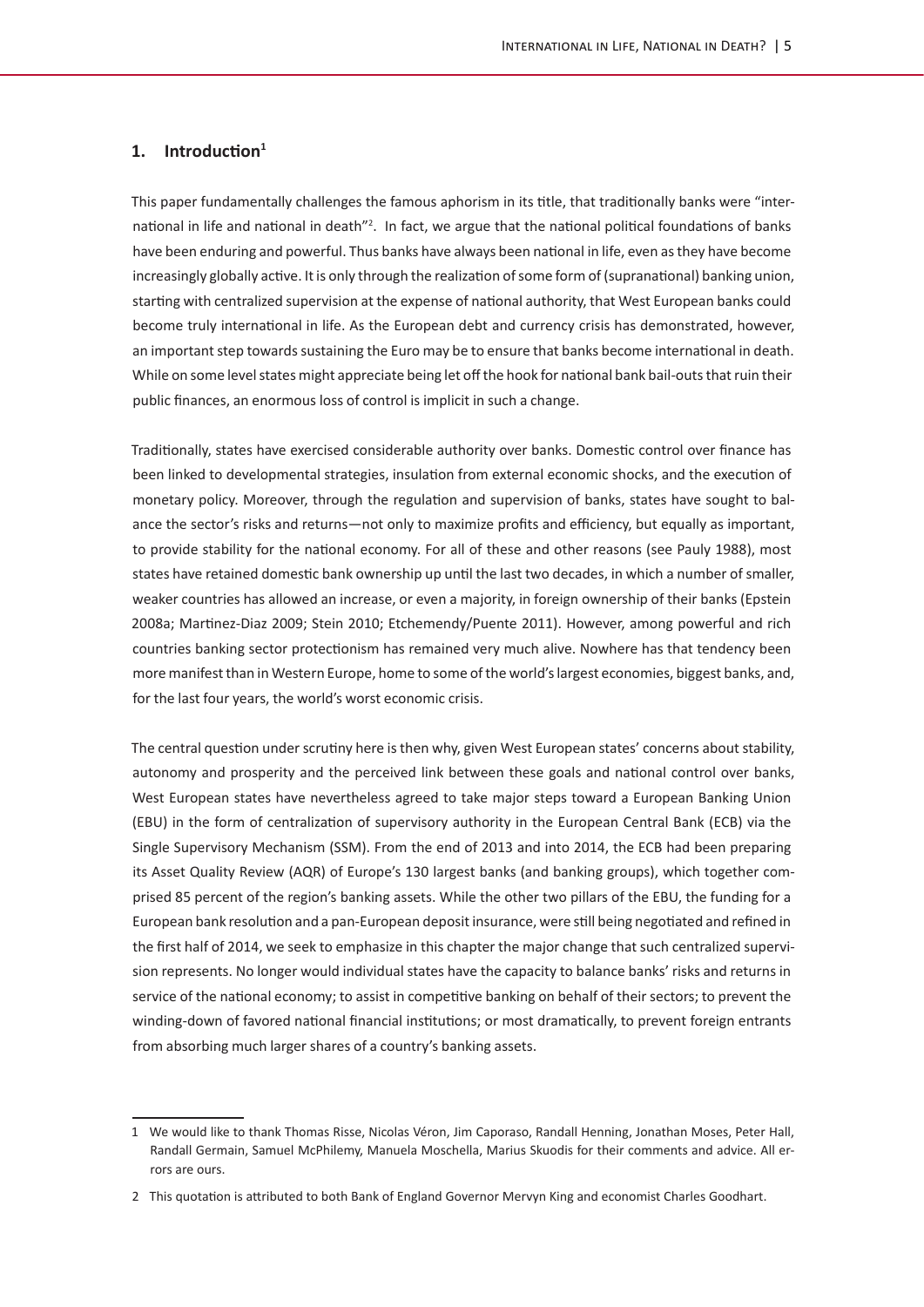## 1. Introduction[1]

This paper fundamentally challenges the famous aphorism in its title, that traditionally banks were "international in life and national in death"[2]. In fact, we argue that the national political foundations of banks have been enduring and powerful. Thus banks have always been national in life, even as they have become increasingly globally active. It is only through the realization of some form of (supranational) banking union, starting with centralized supervision at the expense of national authority, that West European banks could become truly international in life. As the European debt and currency crisis has demonstrated, however, an important step towards sustaining the Euro may be to ensure that banks become international in death. While on some level states might appreciate being let off the hook for national bank bail-outs that ruin their public finances, an enormous loss of control is implicit in such a change.

Traditionally, states have exercised considerable authority over banks. Domestic control over finance has been linked to developmental strategies, insulation from external economic shocks, and the execution of monetary policy. Moreover, through the regulation and supervision of banks, states have sought to balance the sector's risks and returns—not only to maximize profits and efficiency, but equally as important, to provide stability for the national economy. For all of these and other reasons (see Pauly 1988), most states have retained domestic bank ownership up until the last two decades, in which a number of smaller, weaker countries has allowed an increase, or even a majority, in foreign ownership of their banks (Epstein 2008a; Martinez-Diaz 2009; Stein 2010; Etchemendy/Puente 2011). However, among powerful and rich countries banking sector protectionism has remained very much alive. Nowhere has that tendency been more manifest than in Western Europe, home to some of the world's largest economies, biggest banks, and, for the last four years, the world's worst economic crisis.

The central question under scrutiny here is then why, given West European states' concerns about stability, autonomy and prosperity and the perceived link between these goals and national control over banks, West European states have nevertheless agreed to take major steps toward a European Banking Union (EBU) in the form of centralization of supervisory authority in the European Central Bank (ECB) via the Single Supervisory Mechanism (SSM). From the end of 2013 and into 2014, the ECB had been preparing its Asset Quality Review (AQR) of Europe's 130 largest banks (and banking groups), which together comprised 85 percent of the region's banking assets. While the other two pillars of the EBU, the funding for a European bank resolution and a pan-European deposit insurance, were still being negotiated and refined in the first half of 2014, we seek to emphasize in this chapter the major change that such centralized supervision represents. No longer would individual states have the capacity to balance banks' risks and returns in service of the national economy; to assist in competitive banking on behalf of their sectors; to prevent the winding-down of favored national financial institutions; or most dramatically, to prevent foreign entrants from absorbing much larger shares of a country's banking assets.

---

1 We would like to thank Thomas Risse, Nicolas Véron, Jim Caporaso, Randall Henning, Jonathan Moses, Peter Hall, Randall Germain, Samuel McPhilemy, Manuela Moschella, Marius Skuodis for their comments and advice. All errors are ours.

2 This quotation is attributed to both Bank of England Governor Mervyn King and economist Charles Goodhart.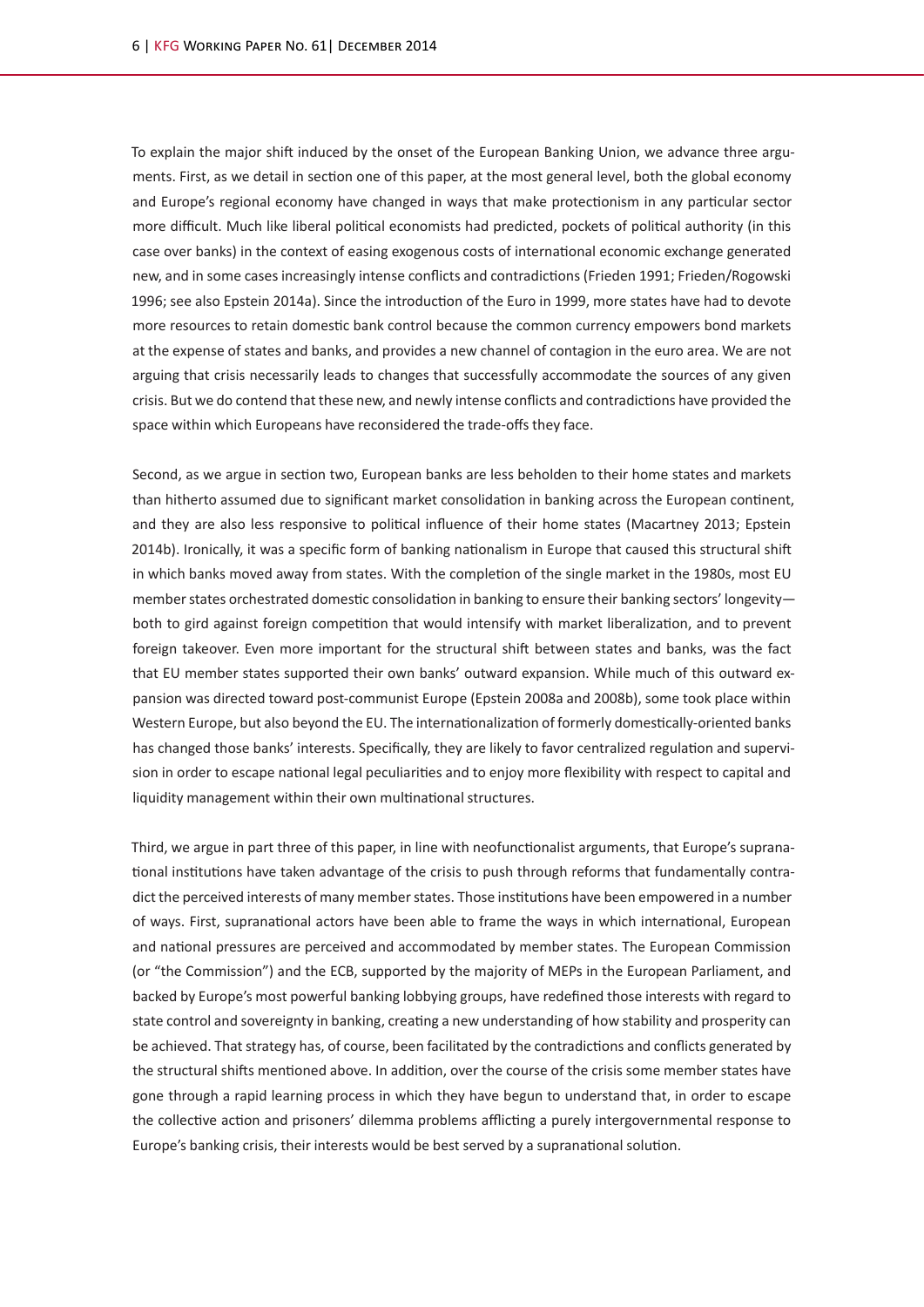To explain the major shift induced by the onset of the European Banking Union, we advance three arguments. First, as we detail in section one of this paper, at the most general level, both the global economy and Europe's regional economy have changed in ways that make protectionism in any particular sector more difficult. Much like liberal political economists had predicted, pockets of political authority (in this case over banks) in the context of easing exogenous costs of international economic exchange generated new, and in some cases increasingly intense conflicts and contradictions (Frieden 1991; Frieden/Rogowski 1996; see also Epstein 2014a). Since the introduction of the Euro in 1999, more states have had to devote more resources to retain domestic bank control because the common currency empowers bond markets at the expense of states and banks, and provides a new channel of contagion in the euro area. We are not arguing that crisis necessarily leads to changes that successfully accommodate the sources of any given crisis. But we do contend that these new, and newly intense conflicts and contradictions have provided the space within which Europeans have reconsidered the trade-offs they face.

Second, as we argue in section two, European banks are less beholden to their home states and markets than hitherto assumed due to significant market consolidation in banking across the European continent, and they are also less responsive to political influence of their home states (Macartney 2013; Epstein 2014b). Ironically, it was a specific form of banking nationalism in Europe that caused this structural shift in which banks moved away from states. With the completion of the single market in the 1980s, most EU member states orchestrated domestic consolidation in banking to ensure their banking sectors' longevity—both to gird against foreign competition that would intensify with market liberalization, and to prevent foreign takeover. Even more important for the structural shift between states and banks, was the fact that EU member states supported their own banks' outward expansion. While much of this outward expansion was directed toward post-communist Europe (Epstein 2008a and 2008b), some took place within Western Europe, but also beyond the EU. The internationalization of formerly domestically-oriented banks has changed those banks' interests. Specifically, they are likely to favor centralized regulation and supervision in order to escape national legal peculiarities and to enjoy more flexibility with respect to capital and liquidity management within their own multinational structures.

Third, we argue in part three of this paper, in line with neofunctionalist arguments, that Europe's supranational institutions have taken advantage of the crisis to push through reforms that fundamentally contradict the perceived interests of many member states. Those institutions have been empowered in a number of ways. First, supranational actors have been able to frame the ways in which international, European and national pressures are perceived and accommodated by member states. The European Commission (or "the Commission") and the ECB, supported by the majority of MEPs in the European Parliament, and backed by Europe's most powerful banking lobbying groups, have redefined those interests with regard to state control and sovereignty in banking, creating a new understanding of how stability and prosperity can be achieved. That strategy has, of course, been facilitated by the contradictions and conflicts generated by the structural shifts mentioned above. In addition, over the course of the crisis some member states have gone through a rapid learning process in which they have begun to understand that, in order to escape the collective action and prisoners' dilemma problems afflicting a purely intergovernmental response to Europe's banking crisis, their interests would be best served by a supranational solution.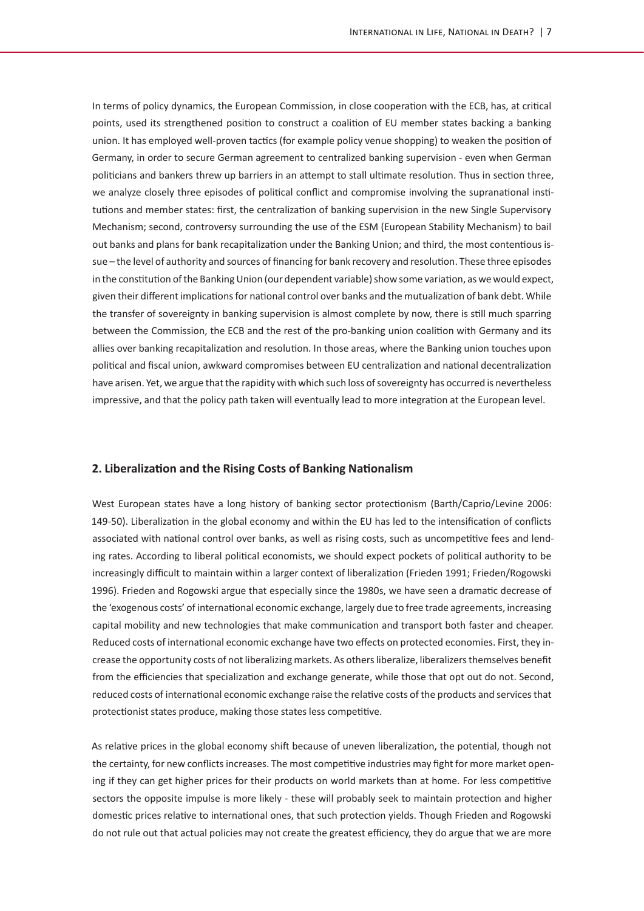In terms of policy dynamics, the European Commission, in close cooperation with the ECB, has, at critical points, used its strengthened position to construct a coalition of EU member states backing a banking union. It has employed well-proven tactics (for example policy venue shopping) to weaken the position of Germany, in order to secure German agreement to centralized banking supervision - even when German politicians and bankers threw up barriers in an attempt to stall ultimate resolution. Thus in section three, we analyze closely three episodes of political conflict and compromise involving the supranational institutions and member states: first, the centralization of banking supervision in the new Single Supervisory Mechanism; second, controversy surrounding the use of the ESM (European Stability Mechanism) to bail out banks and plans for bank recapitalization under the Banking Union; and third, the most contentious issue – the level of authority and sources of financing for bank recovery and resolution. These three episodes in the constitution of the Banking Union (our dependent variable) show some variation, as we would expect, given their different implications for national control over banks and the mutualization of bank debt. While the transfer of sovereignty in banking supervision is almost complete by now, there is still much sparring between the Commission, the ECB and the rest of the pro-banking union coalition with Germany and its allies over banking recapitalization and resolution. In those areas, where the Banking union touches upon political and fiscal union, awkward compromises between EU centralization and national decentralization have arisen. Yet, we argue that the rapidity with which such loss of sovereignty has occurred is nevertheless impressive, and that the policy path taken will eventually lead to more integration at the European level.

## 2. Liberalization and the Rising Costs of Banking Nationalism

West European states have a long history of banking sector protectionism (Barth/Caprio/Levine 2006: 149-50). Liberalization in the global economy and within the EU has led to the intensification of conflicts associated with national control over banks, as well as rising costs, such as uncompetitive fees and lending rates. According to liberal political economists, we should expect pockets of political authority to be increasingly difficult to maintain within a larger context of liberalization (Frieden 1991; Frieden/Rogowski 1996). Frieden and Rogowski argue that especially since the 1980s, we have seen a dramatic decrease of the 'exogenous costs' of international economic exchange, largely due to free trade agreements, increasing capital mobility and new technologies that make communication and transport both faster and cheaper. Reduced costs of international economic exchange have two effects on protected economies. First, they increase the opportunity costs of not liberalizing markets. As others liberalize, liberalizers themselves benefit from the efficiencies that specialization and exchange generate, while those that opt out do not. Second, reduced costs of international economic exchange raise the relative costs of the products and services that protectionist states produce, making those states less competitive.

As relative prices in the global economy shift because of uneven liberalization, the potential, though not the certainty, for new conflicts increases. The most competitive industries may fight for more market opening if they can get higher prices for their products on world markets than at home. For less competitive sectors the opposite impulse is more likely - these will probably seek to maintain protection and higher domestic prices relative to international ones, that such protection yields. Though Frieden and Rogowski do not rule out that actual policies may not create the greatest efficiency, they do argue that we are more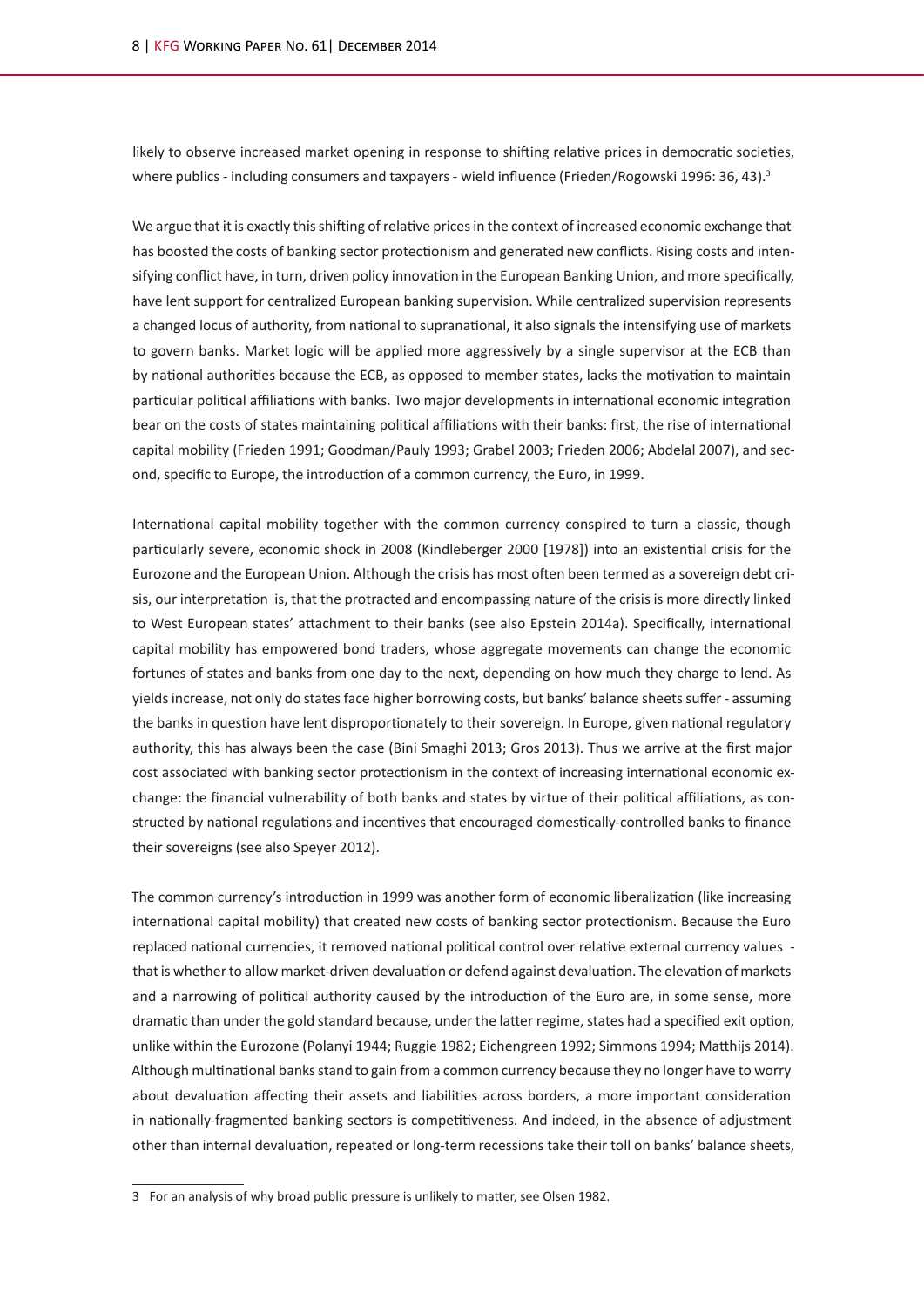likely to observe increased market opening in response to shifting relative prices in democratic societies, where publics - including consumers and taxpayers - wield influence (Frieden/Rogowski 1996: 36, 43).[3]

We argue that it is exactly this shifting of relative prices in the context of increased economic exchange that has boosted the costs of banking sector protectionism and generated new conflicts. Rising costs and intensifying conflict have, in turn, driven policy innovation in the European Banking Union, and more specifically, have lent support for centralized European banking supervision. While centralized supervision represents a changed locus of authority, from national to supranational, it also signals the intensifying use of markets to govern banks. Market logic will be applied more aggressively by a single supervisor at the ECB than by national authorities because the ECB, as opposed to member states, lacks the motivation to maintain particular political affiliations with banks. Two major developments in international economic integration bear on the costs of states maintaining political affiliations with their banks: first, the rise of international capital mobility (Frieden 1991; Goodman/Pauly 1993; Grabel 2003; Frieden 2006; Abdelal 2007), and second, specific to Europe, the introduction of a common currency, the Euro, in 1999.

International capital mobility together with the common currency conspired to turn a classic, though particularly severe, economic shock in 2008 (Kindleberger 2000 [1978]) into an existential crisis for the Eurozone and the European Union. Although the crisis has most often been termed as a sovereign debt crisis, our interpretation is, that the protracted and encompassing nature of the crisis is more directly linked to West European states' attachment to their banks (see also Epstein 2014a). Specifically, international capital mobility has empowered bond traders, whose aggregate movements can change the economic fortunes of states and banks from one day to the next, depending on how much they charge to lend. As yields increase, not only do states face higher borrowing costs, but banks' balance sheets suffer - assuming the banks in question have lent disproportionately to their sovereign. In Europe, given national regulatory authority, this has always been the case (Bini Smaghi 2013; Gros 2013). Thus we arrive at the first major cost associated with banking sector protectionism in the context of increasing international economic exchange: the financial vulnerability of both banks and states by virtue of their political affiliations, as constructed by national regulations and incentives that encouraged domestically-controlled banks to finance their sovereigns (see also Speyer 2012).

The common currency's introduction in 1999 was another form of economic liberalization (like increasing international capital mobility) that created new costs of banking sector protectionism. Because the Euro replaced national currencies, it removed national political control over relative external currency values - that is whether to allow market-driven devaluation or defend against devaluation. The elevation of markets and a narrowing of political authority caused by the introduction of the Euro are, in some sense, more dramatic than under the gold standard because, under the latter regime, states had a specified exit option, unlike within the Eurozone (Polanyi 1944; Ruggie 1982; Eichengreen 1992; Simmons 1994; Matthijs 2014). Although multinational banks stand to gain from a common currency because they no longer have to worry about devaluation affecting their assets and liabilities across borders, a more important consideration in nationally-fragmented banking sectors is competitiveness. And indeed, in the absence of adjustment other than internal devaluation, repeated or long-term recessions take their toll on banks' balance sheets,

---

[3] For an analysis of why broad public pressure is unlikely to matter, see Olsen 1982.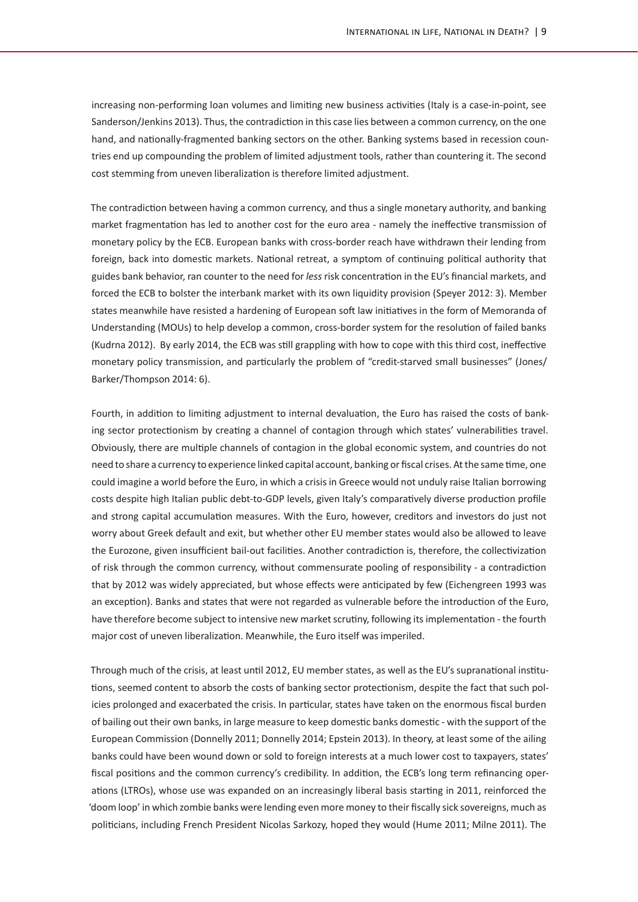increasing non-performing loan volumes and limiting new business activities (Italy is a case-in-point, see Sanderson/Jenkins 2013). Thus, the contradiction in this case lies between a common currency, on the one hand, and nationally-fragmented banking sectors on the other. Banking systems based in recession countries end up compounding the problem of limited adjustment tools, rather than countering it. The second cost stemming from uneven liberalization is therefore limited adjustment.

The contradiction between having a common currency, and thus a single monetary authority, and banking market fragmentation has led to another cost for the euro area - namely the ineffective transmission of monetary policy by the ECB. European banks with cross-border reach have withdrawn their lending from foreign, back into domestic markets. National retreat, a symptom of continuing political authority that guides bank behavior, ran counter to the need for *less* risk concentration in the EU's financial markets, and forced the ECB to bolster the interbank market with its own liquidity provision (Speyer 2012: 3). Member states meanwhile have resisted a hardening of European soft law initiatives in the form of Memoranda of Understanding (MOUs) to help develop a common, cross-border system for the resolution of failed banks (Kudrna 2012). By early 2014, the ECB was still grappling with how to cope with this third cost, ineffective monetary policy transmission, and particularly the problem of "credit-starved small businesses" (Jones/Barker/Thompson 2014: 6).

Fourth, in addition to limiting adjustment to internal devaluation, the Euro has raised the costs of banking sector protectionism by creating a channel of contagion through which states' vulnerabilities travel. Obviously, there are multiple channels of contagion in the global economic system, and countries do not need to share a currency to experience linked capital account, banking or fiscal crises. At the same time, one could imagine a world before the Euro, in which a crisis in Greece would not unduly raise Italian borrowing costs despite high Italian public debt-to-GDP levels, given Italy's comparatively diverse production profile and strong capital accumulation measures. With the Euro, however, creditors and investors do just not worry about Greek default and exit, but whether other EU member states would also be allowed to leave the Eurozone, given insufficient bail-out facilities. Another contradiction is, therefore, the collectivization of risk through the common currency, without commensurate pooling of responsibility - a contradiction that by 2012 was widely appreciated, but whose effects were anticipated by few (Eichengreen 1993 was an exception). Banks and states that were not regarded as vulnerable before the introduction of the Euro, have therefore become subject to intensive new market scrutiny, following its implementation - the fourth major cost of uneven liberalization. Meanwhile, the Euro itself was imperiled.

Through much of the crisis, at least until 2012, EU member states, as well as the EU's supranational institutions, seemed content to absorb the costs of banking sector protectionism, despite the fact that such policies prolonged and exacerbated the crisis. In particular, states have taken on the enormous fiscal burden of bailing out their own banks, in large measure to keep domestic banks domestic - with the support of the European Commission (Donnelly 2011; Donnelly 2014; Epstein 2013). In theory, at least some of the ailing banks could have been wound down or sold to foreign interests at a much lower cost to taxpayers, states' fiscal positions and the common currency's credibility. In addition, the ECB's long term refinancing operations (LTROs), whose use was expanded on an increasingly liberal basis starting in 2011, reinforced the 'doom loop' in which zombie banks were lending even more money to their fiscally sick sovereigns, much as politicians, including French President Nicolas Sarkozy, hoped they would (Hume 2011; Milne 2011). The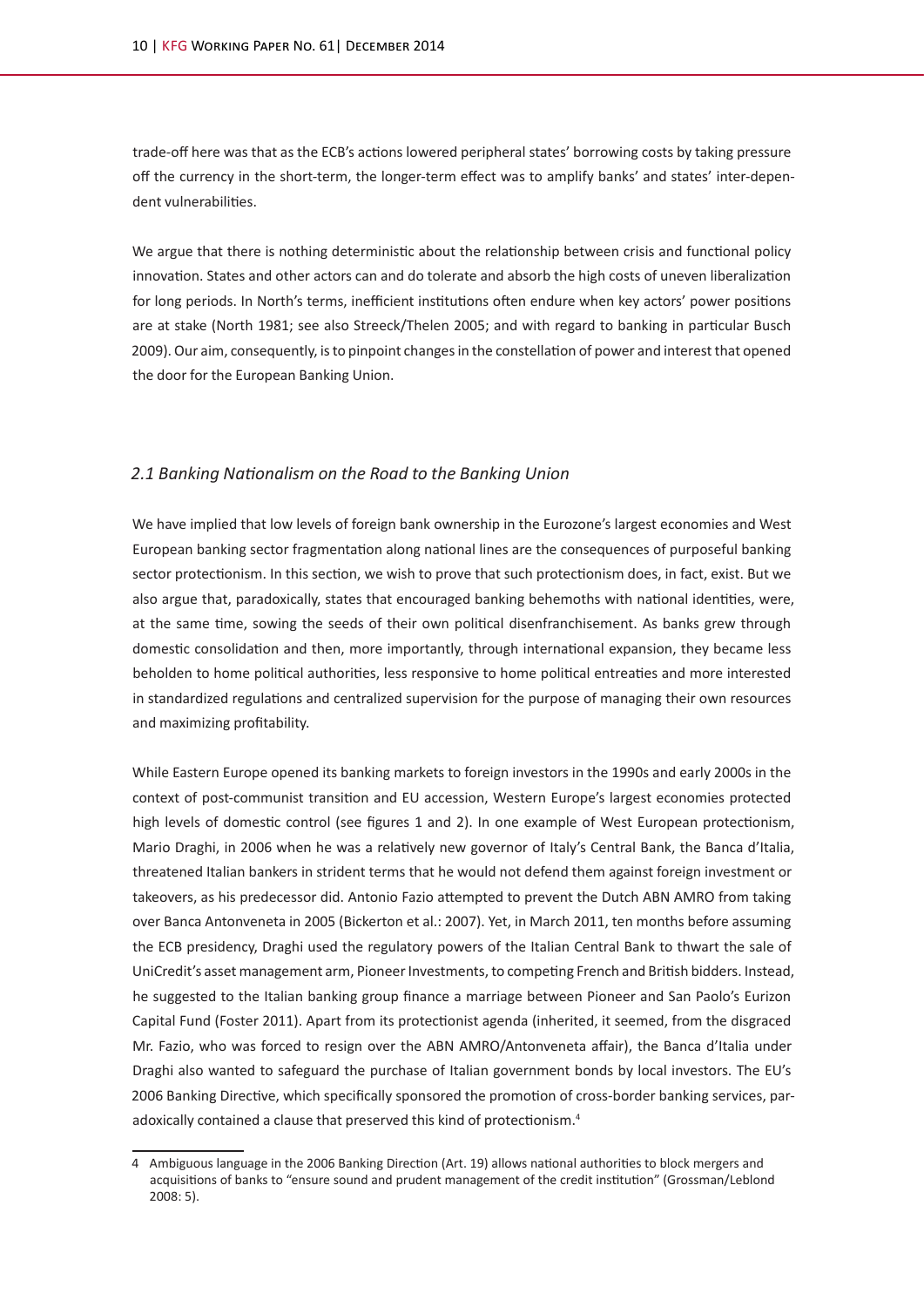trade-off here was that as the ECB's actions lowered peripheral states' borrowing costs by taking pressure off the currency in the short-term, the longer-term effect was to amplify banks' and states' inter-dependent vulnerabilities.

We argue that there is nothing deterministic about the relationship between crisis and functional policy innovation. States and other actors can and do tolerate and absorb the high costs of uneven liberalization for long periods. In North's terms, inefficient institutions often endure when key actors' power positions are at stake (North 1981; see also Streeck/Thelen 2005; and with regard to banking in particular Busch 2009). Our aim, consequently, is to pinpoint changes in the constellation of power and interest that opened the door for the European Banking Union.

### *2.1 Banking Nationalism on the Road to the Banking Union*

We have implied that low levels of foreign bank ownership in the Eurozone's largest economies and West European banking sector fragmentation along national lines are the consequences of purposeful banking sector protectionism. In this section, we wish to prove that such protectionism does, in fact, exist. But we also argue that, paradoxically, states that encouraged banking behemoths with national identities, were, at the same time, sowing the seeds of their own political disenfranchisement. As banks grew through domestic consolidation and then, more importantly, through international expansion, they became less beholden to home political authorities, less responsive to home political entreaties and more interested in standardized regulations and centralized supervision for the purpose of managing their own resources and maximizing profitability.

While Eastern Europe opened its banking markets to foreign investors in the 1990s and early 2000s in the context of post-communist transition and EU accession, Western Europe's largest economies protected high levels of domestic control (see figures 1 and 2). In one example of West European protectionism, Mario Draghi, in 2006 when he was a relatively new governor of Italy's Central Bank, the Banca d'Italia, threatened Italian bankers in strident terms that he would not defend them against foreign investment or takeovers, as his predecessor did. Antonio Fazio attempted to prevent the Dutch ABN AMRO from taking over Banca Antonveneta in 2005 (Bickerton et al.: 2007). Yet, in March 2011, ten months before assuming the ECB presidency, Draghi used the regulatory powers of the Italian Central Bank to thwart the sale of UniCredit's asset management arm, Pioneer Investments, to competing French and British bidders. Instead, he suggested to the Italian banking group finance a marriage between Pioneer and San Paolo's Eurizon Capital Fund (Foster 2011). Apart from its protectionist agenda (inherited, it seemed, from the disgraced Mr. Fazio, who was forced to resign over the ABN AMRO/Antonveneta affair), the Banca d'Italia under Draghi also wanted to safeguard the purchase of Italian government bonds by local investors. The EU's 2006 Banking Directive, which specifically sponsored the promotion of cross-border banking services, paradoxically contained a clause that preserved this kind of protectionism.[4]

---

4 Ambiguous language in the 2006 Banking Direction (Art. 19) allows national authorities to block mergers and acquisitions of banks to "ensure sound and prudent management of the credit institution" (Grossman/Leblond 2008: 5).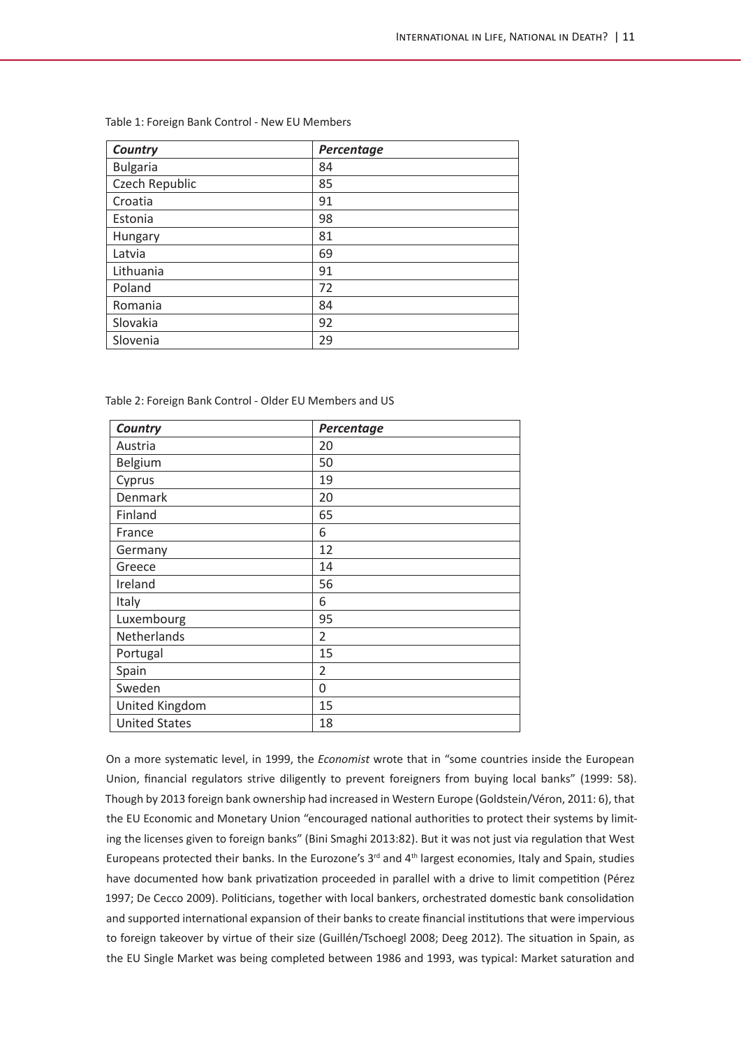Table 1: Foreign Bank Control - New EU Members

| ***Country*** | ***Percentage*** |
|---|---|
| Bulgaria | 84 |
| Czech Republic | 85 |
| Croatia | 91 |
| Estonia | 98 |
| Hungary | 81 |
| Latvia | 69 |
| Lithuania | 91 |
| Poland | 72 |
| Romania | 84 |
| Slovakia | 92 |
| Slovenia | 29 |

Table 2: Foreign Bank Control - Older EU Members and US

| ***Country*** | ***Percentage*** |
|---|---|
| Austria | 20 |
| Belgium | 50 |
| Cyprus | 19 |
| Denmark | 20 |
| Finland | 65 |
| France | 6 |
| Germany | 12 |
| Greece | 14 |
| Ireland | 56 |
| Italy | 6 |
| Luxembourg | 95 |
| Netherlands | 2 |
| Portugal | 15 |
| Spain | 2 |
| Sweden | 0 |
| United Kingdom | 15 |
| United States | 18 |

On a more systematic level, in 1999, the *Economist* wrote that in "some countries inside the European Union, financial regulators strive diligently to prevent foreigners from buying local banks" (1999: 58). Though by 2013 foreign bank ownership had increased in Western Europe (Goldstein/Véron, 2011: 6), that the EU Economic and Monetary Union "encouraged national authorities to protect their systems by limiting the licenses given to foreign banks" (Bini Smaghi 2013:82). But it was not just via regulation that West Europeans protected their banks. In the Eurozone's 3rd and 4th largest economies, Italy and Spain, studies have documented how bank privatization proceeded in parallel with a drive to limit competition (Pérez 1997; De Cecco 2009). Politicians, together with local bankers, orchestrated domestic bank consolidation and supported international expansion of their banks to create financial institutions that were impervious to foreign takeover by virtue of their size (Guillén/Tschoegl 2008; Deeg 2012). The situation in Spain, as the EU Single Market was being completed between 1986 and 1993, was typical: Market saturation and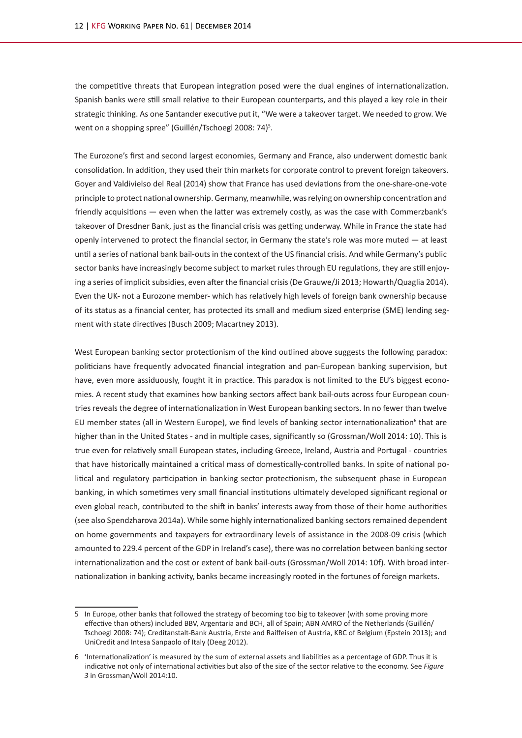the competitive threats that European integration posed were the dual engines of internationalization. Spanish banks were still small relative to their European counterparts, and this played a key role in their strategic thinking. As one Santander executive put it, "We were a takeover target. We needed to grow. We went on a shopping spree" (Guillén/Tschoegl 2008: 74)[5].

The Eurozone's first and second largest economies, Germany and France, also underwent domestic bank consolidation. In addition, they used their thin markets for corporate control to prevent foreign takeovers. Goyer and Valdivielso del Real (2014) show that France has used deviations from the one-share-one-vote principle to protect national ownership. Germany, meanwhile, was relying on ownership concentration and friendly acquisitions — even when the latter was extremely costly, as was the case with Commerzbank's takeover of Dresdner Bank, just as the financial crisis was getting underway. While in France the state had openly intervened to protect the financial sector, in Germany the state's role was more muted — at least until a series of national bank bail-outs in the context of the US financial crisis. And while Germany's public sector banks have increasingly become subject to market rules through EU regulations, they are still enjoying a series of implicit subsidies, even after the financial crisis (De Grauwe/Ji 2013; Howarth/Quaglia 2014). Even the UK- not a Eurozone member- which has relatively high levels of foreign bank ownership because of its status as a financial center, has protected its small and medium sized enterprise (SME) lending segment with state directives (Busch 2009; Macartney 2013).

West European banking sector protectionism of the kind outlined above suggests the following paradox: politicians have frequently advocated financial integration and pan-European banking supervision, but have, even more assiduously, fought it in practice. This paradox is not limited to the EU's biggest economies. A recent study that examines how banking sectors affect bank bail-outs across four European countries reveals the degree of internationalization in West European banking sectors. In no fewer than twelve EU member states (all in Western Europe), we find levels of banking sector internationalization[6] that are higher than in the United States - and in multiple cases, significantly so (Grossman/Woll 2014: 10). This is true even for relatively small European states, including Greece, Ireland, Austria and Portugal - countries that have historically maintained a critical mass of domestically-controlled banks. In spite of national political and regulatory participation in banking sector protectionism, the subsequent phase in European banking, in which sometimes very small financial institutions ultimately developed significant regional or even global reach, contributed to the shift in banks' interests away from those of their home authorities (see also Spendzharova 2014a). While some highly internationalized banking sectors remained dependent on home governments and taxpayers for extraordinary levels of assistance in the 2008-09 crisis (which amounted to 229.4 percent of the GDP in Ireland's case), there was no correlation between banking sector internationalization and the cost or extent of bank bail-outs (Grossman/Woll 2014: 10f). With broad internationalization in banking activity, banks became increasingly rooted in the fortunes of foreign markets.

---

5 In Europe, other banks that followed the strategy of becoming too big to takeover (with some proving more effective than others) included BBV, Argentaria and BCH, all of Spain; ABN AMRO of the Netherlands (Guillén/Tschoegl 2008: 74); Creditanstalt-Bank Austria, Erste and Raiffeisen of Austria, KBC of Belgium (Epstein 2013); and UniCredit and Intesa Sanpaolo of Italy (Deeg 2012).

6 'Internationalization' is measured by the sum of external assets and liabilities as a percentage of GDP. Thus it is indicative not only of international activities but also of the size of the sector relative to the economy. See *Figure 3* in Grossman/Woll 2014:10.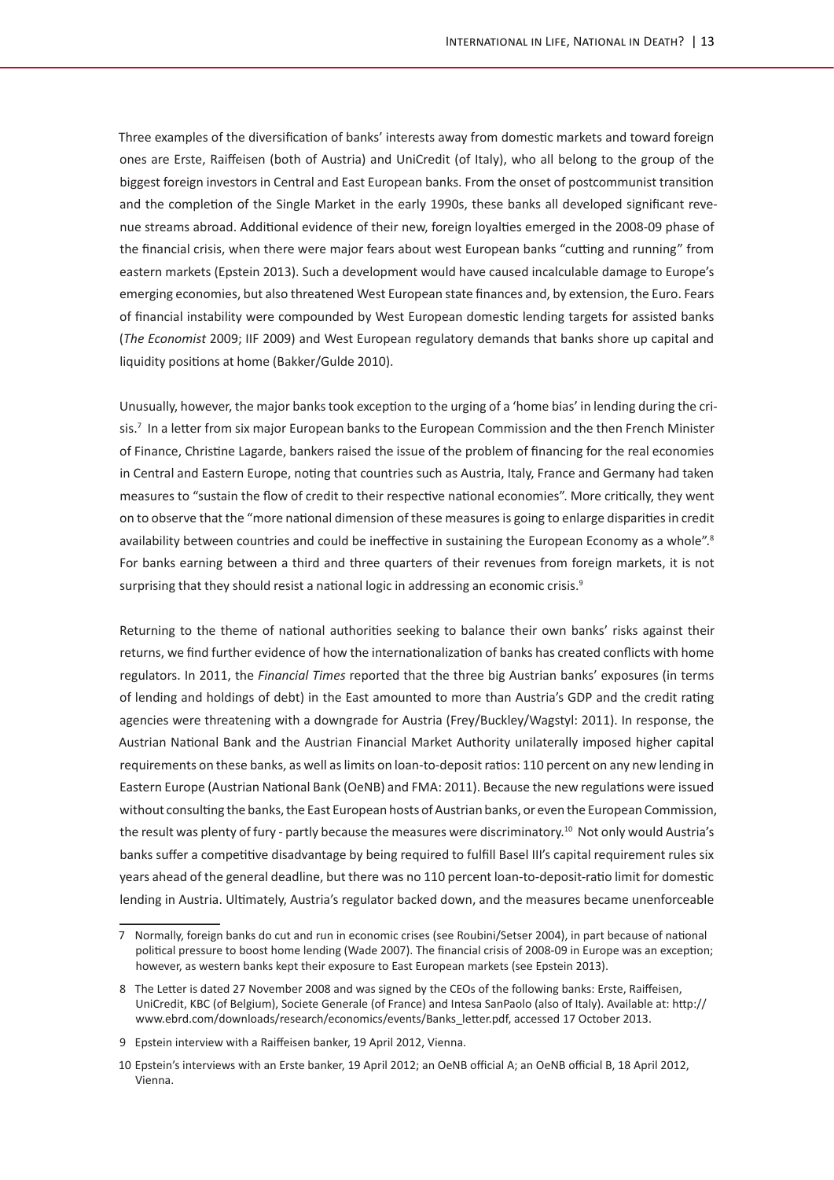Three examples of the diversification of banks' interests away from domestic markets and toward foreign ones are Erste, Raiffeisen (both of Austria) and UniCredit (of Italy), who all belong to the group of the biggest foreign investors in Central and East European banks. From the onset of postcommunist transition and the completion of the Single Market in the early 1990s, these banks all developed significant revenue streams abroad. Additional evidence of their new, foreign loyalties emerged in the 2008-09 phase of the financial crisis, when there were major fears about west European banks "cutting and running" from eastern markets (Epstein 2013). Such a development would have caused incalculable damage to Europe's emerging economies, but also threatened West European state finances and, by extension, the Euro. Fears of financial instability were compounded by West European domestic lending targets for assisted banks (*The Economist* 2009; IIF 2009) and West European regulatory demands that banks shore up capital and liquidity positions at home (Bakker/Gulde 2010).

Unusually, however, the major banks took exception to the urging of a 'home bias' in lending during the crisis.[7] In a letter from six major European banks to the European Commission and the then French Minister of Finance, Christine Lagarde, bankers raised the issue of the problem of financing for the real economies in Central and Eastern Europe, noting that countries such as Austria, Italy, France and Germany had taken measures to "sustain the flow of credit to their respective national economies". More critically, they went on to observe that the "more national dimension of these measures is going to enlarge disparities in credit availability between countries and could be ineffective in sustaining the European Economy as a whole".[8] For banks earning between a third and three quarters of their revenues from foreign markets, it is not surprising that they should resist a national logic in addressing an economic crisis.[9]

Returning to the theme of national authorities seeking to balance their own banks' risks against their returns, we find further evidence of how the internationalization of banks has created conflicts with home regulators. In 2011, the *Financial Times* reported that the three big Austrian banks' exposures (in terms of lending and holdings of debt) in the East amounted to more than Austria's GDP and the credit rating agencies were threatening with a downgrade for Austria (Frey/Buckley/Wagstyl: 2011). In response, the Austrian National Bank and the Austrian Financial Market Authority unilaterally imposed higher capital requirements on these banks, as well as limits on loan-to-deposit ratios: 110 percent on any new lending in Eastern Europe (Austrian National Bank (OeNB) and FMA: 2011). Because the new regulations were issued without consulting the banks, the East European hosts of Austrian banks, or even the European Commission, the result was plenty of fury - partly because the measures were discriminatory.[10] Not only would Austria's banks suffer a competitive disadvantage by being required to fulfill Basel III's capital requirement rules six years ahead of the general deadline, but there was no 110 percent loan-to-deposit-ratio limit for domestic lending in Austria. Ultimately, Austria's regulator backed down, and the measures became unenforceable

---

7 Normally, foreign banks do cut and run in economic crises (see Roubini/Setser 2004), in part because of national political pressure to boost home lending (Wade 2007). The financial crisis of 2008-09 in Europe was an exception; however, as western banks kept their exposure to East European markets (see Epstein 2013).

8 The Letter is dated 27 November 2008 and was signed by the CEOs of the following banks: Erste, Raiffeisen, UniCredit, KBC (of Belgium), Societe Generale (of France) and Intesa SanPaolo (also of Italy). Available at: http://www.ebrd.com/downloads/research/economics/events/Banks_letter.pdf, accessed 17 October 2013.

9 Epstein interview with a Raiffeisen banker, 19 April 2012, Vienna.

10 Epstein's interviews with an Erste banker, 19 April 2012; an OeNB official A; an OeNB official B, 18 April 2012, Vienna.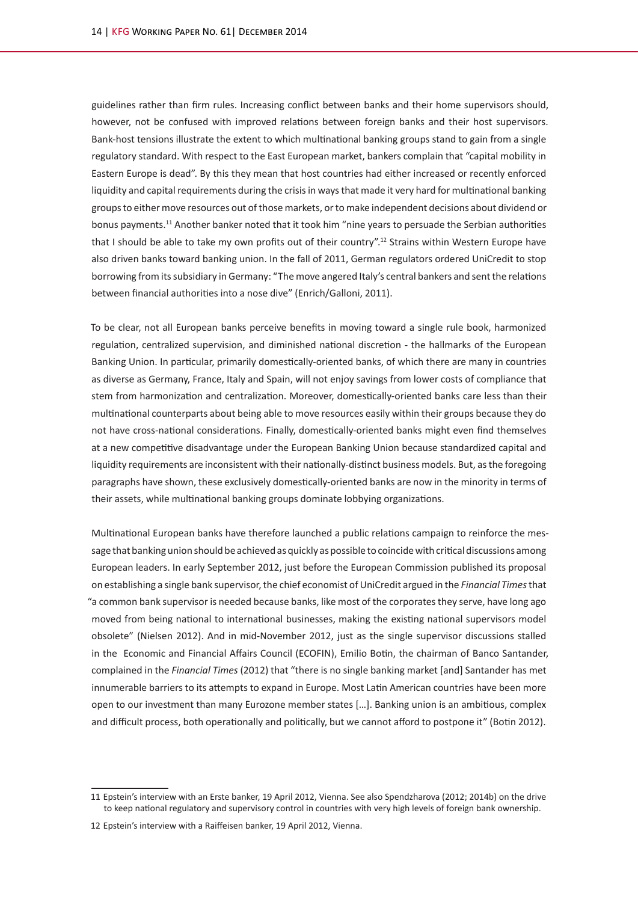guidelines rather than firm rules. Increasing conflict between banks and their home supervisors should, however, not be confused with improved relations between foreign banks and their host supervisors. Bank-host tensions illustrate the extent to which multinational banking groups stand to gain from a single regulatory standard. With respect to the East European market, bankers complain that "capital mobility in Eastern Europe is dead". By this they mean that host countries had either increased or recently enforced liquidity and capital requirements during the crisis in ways that made it very hard for multinational banking groups to either move resources out of those markets, or to make independent decisions about dividend or bonus payments.[11] Another banker noted that it took him "nine years to persuade the Serbian authorities that I should be able to take my own profits out of their country".[12] Strains within Western Europe have also driven banks toward banking union. In the fall of 2011, German regulators ordered UniCredit to stop borrowing from its subsidiary in Germany: "The move angered Italy's central bankers and sent the relations between financial authorities into a nose dive" (Enrich/Galloni, 2011).

To be clear, not all European banks perceive benefits in moving toward a single rule book, harmonized regulation, centralized supervision, and diminished national discretion - the hallmarks of the European Banking Union. In particular, primarily domestically-oriented banks, of which there are many in countries as diverse as Germany, France, Italy and Spain, will not enjoy savings from lower costs of compliance that stem from harmonization and centralization. Moreover, domestically-oriented banks care less than their multinational counterparts about being able to move resources easily within their groups because they do not have cross-national considerations. Finally, domestically-oriented banks might even find themselves at a new competitive disadvantage under the European Banking Union because standardized capital and liquidity requirements are inconsistent with their nationally-distinct business models. But, as the foregoing paragraphs have shown, these exclusively domestically-oriented banks are now in the minority in terms of their assets, while multinational banking groups dominate lobbying organizations.

Multinational European banks have therefore launched a public relations campaign to reinforce the message that banking union should be achieved as quickly as possible to coincide with critical discussions among European leaders. In early September 2012, just before the European Commission published its proposal on establishing a single bank supervisor, the chief economist of UniCredit argued in the *Financial Times* that "a common bank supervisor is needed because banks, like most of the corporates they serve, have long ago moved from being national to international businesses, making the existing national supervisors model obsolete" (Nielsen 2012). And in mid-November 2012, just as the single supervisor discussions stalled in the Economic and Financial Affairs Council (ECOFIN), Emilio Botin, the chairman of Banco Santander, complained in the *Financial Times* (2012) that "there is no single banking market [and] Santander has met innumerable barriers to its attempts to expand in Europe. Most Latin American countries have been more open to our investment than many Eurozone member states [...]. Banking union is an ambitious, complex and difficult process, both operationally and politically, but we cannot afford to postpone it" (Botin 2012).

---

11 Epstein's interview with an Erste banker, 19 April 2012, Vienna. See also Spendzharova (2012; 2014b) on the drive to keep national regulatory and supervisory control in countries with very high levels of foreign bank ownership.

12 Epstein's interview with a Raiffeisen banker, 19 April 2012, Vienna.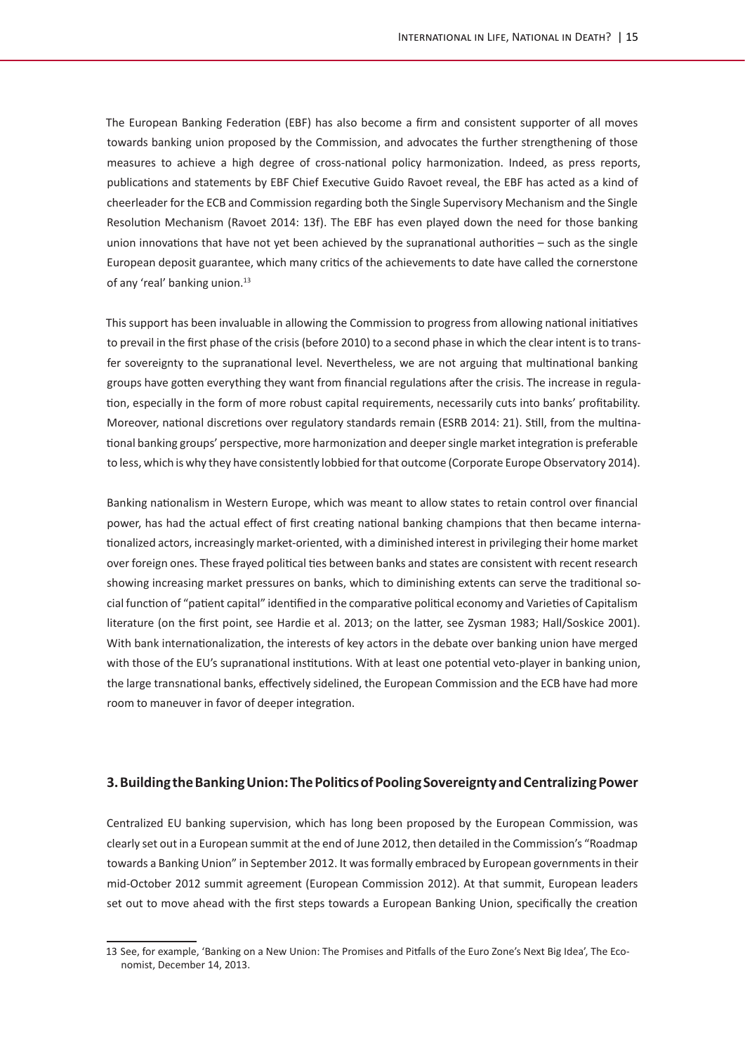The European Banking Federation (EBF) has also become a firm and consistent supporter of all moves towards banking union proposed by the Commission, and advocates the further strengthening of those measures to achieve a high degree of cross-national policy harmonization. Indeed, as press reports, publications and statements by EBF Chief Executive Guido Ravoet reveal, the EBF has acted as a kind of cheerleader for the ECB and Commission regarding both the Single Supervisory Mechanism and the Single Resolution Mechanism (Ravoet 2014: 13f). The EBF has even played down the need for those banking union innovations that have not yet been achieved by the supranational authorities – such as the single European deposit guarantee, which many critics of the achievements to date have called the cornerstone of any 'real' banking union.[13]

This support has been invaluable in allowing the Commission to progress from allowing national initiatives to prevail in the first phase of the crisis (before 2010) to a second phase in which the clear intent is to transfer sovereignty to the supranational level. Nevertheless, we are not arguing that multinational banking groups have gotten everything they want from financial regulations after the crisis. The increase in regulation, especially in the form of more robust capital requirements, necessarily cuts into banks' profitability. Moreover, national discretions over regulatory standards remain (ESRB 2014: 21). Still, from the multinational banking groups' perspective, more harmonization and deeper single market integration is preferable to less, which is why they have consistently lobbied for that outcome (Corporate Europe Observatory 2014).

Banking nationalism in Western Europe, which was meant to allow states to retain control over financial power, has had the actual effect of first creating national banking champions that then became internationalized actors, increasingly market-oriented, with a diminished interest in privileging their home market over foreign ones. These frayed political ties between banks and states are consistent with recent research showing increasing market pressures on banks, which to diminishing extents can serve the traditional social function of "patient capital" identified in the comparative political economy and Varieties of Capitalism literature (on the first point, see Hardie et al. 2013; on the latter, see Zysman 1983; Hall/Soskice 2001). With bank internationalization, the interests of key actors in the debate over banking union have merged with those of the EU's supranational institutions. With at least one potential veto-player in banking union, the large transnational banks, effectively sidelined, the European Commission and the ECB have had more room to maneuver in favor of deeper integration.

## 3. Building the Banking Union: The Politics of Pooling Sovereignty and Centralizing Power

Centralized EU banking supervision, which has long been proposed by the European Commission, was clearly set out in a European summit at the end of June 2012, then detailed in the Commission's "Roadmap towards a Banking Union" in September 2012. It was formally embraced by European governments in their mid-October 2012 summit agreement (European Commission 2012). At that summit, European leaders set out to move ahead with the first steps towards a European Banking Union, specifically the creation

---

13 See, for example, 'Banking on a New Union: The Promises and Pitfalls of the Euro Zone's Next Big Idea', The Economist, December 14, 2013.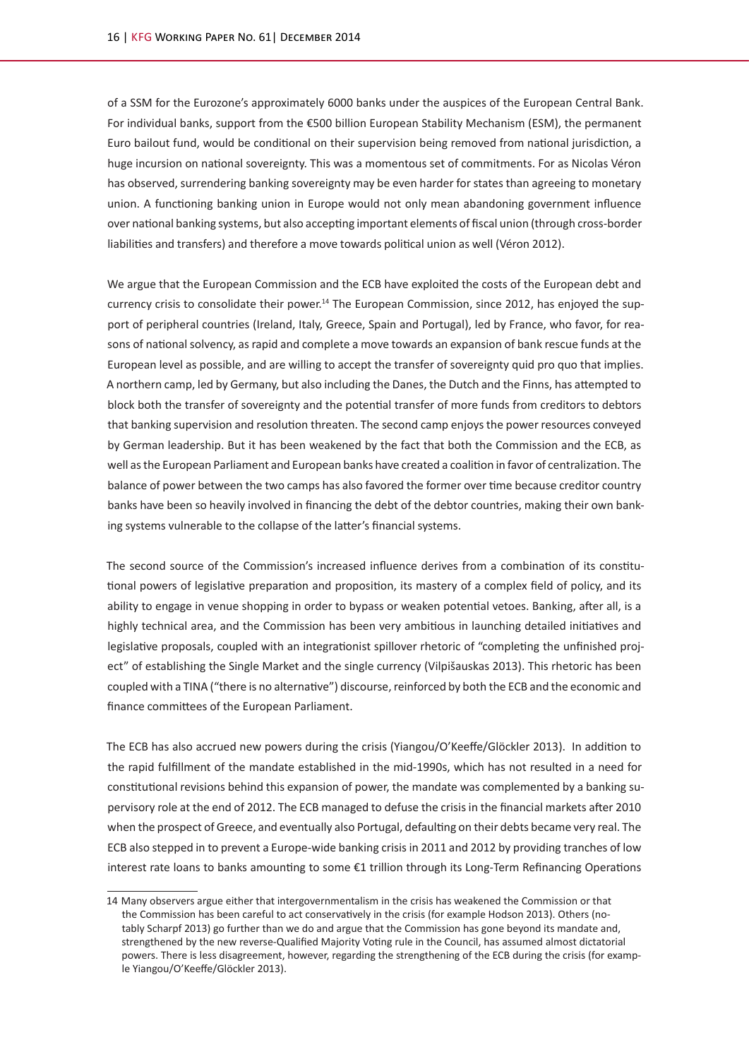of a SSM for the Eurozone's approximately 6000 banks under the auspices of the European Central Bank. For individual banks, support from the €500 billion European Stability Mechanism (ESM), the permanent Euro bailout fund, would be conditional on their supervision being removed from national jurisdiction, a huge incursion on national sovereignty. This was a momentous set of commitments. For as Nicolas Véron has observed, surrendering banking sovereignty may be even harder for states than agreeing to monetary union. A functioning banking union in Europe would not only mean abandoning government influence over national banking systems, but also accepting important elements of fiscal union (through cross-border liabilities and transfers) and therefore a move towards political union as well (Véron 2012).

We argue that the European Commission and the ECB have exploited the costs of the European debt and currency crisis to consolidate their power.[14] The European Commission, since 2012, has enjoyed the support of peripheral countries (Ireland, Italy, Greece, Spain and Portugal), led by France, who favor, for reasons of national solvency, as rapid and complete a move towards an expansion of bank rescue funds at the European level as possible, and are willing to accept the transfer of sovereignty quid pro quo that implies. A northern camp, led by Germany, but also including the Danes, the Dutch and the Finns, has attempted to block both the transfer of sovereignty and the potential transfer of more funds from creditors to debtors that banking supervision and resolution threaten. The second camp enjoys the power resources conveyed by German leadership. But it has been weakened by the fact that both the Commission and the ECB, as well as the European Parliament and European banks have created a coalition in favor of centralization. The balance of power between the two camps has also favored the former over time because creditor country banks have been so heavily involved in financing the debt of the debtor countries, making their own banking systems vulnerable to the collapse of the latter's financial systems.

The second source of the Commission's increased influence derives from a combination of its constitutional powers of legislative preparation and proposition, its mastery of a complex field of policy, and its ability to engage in venue shopping in order to bypass or weaken potential vetoes. Banking, after all, is a highly technical area, and the Commission has been very ambitious in launching detailed initiatives and legislative proposals, coupled with an integrationist spillover rhetoric of "completing the unfinished project" of establishing the Single Market and the single currency (Vilpišauskas 2013). This rhetoric has been coupled with a TINA ("there is no alternative") discourse, reinforced by both the ECB and the economic and finance committees of the European Parliament.

The ECB has also accrued new powers during the crisis (Yiangou/O'Keeffe/Glöckler 2013). In addition to the rapid fulfillment of the mandate established in the mid-1990s, which has not resulted in a need for constitutional revisions behind this expansion of power, the mandate was complemented by a banking supervisory role at the end of 2012. The ECB managed to defuse the crisis in the financial markets after 2010 when the prospect of Greece, and eventually also Portugal, defaulting on their debts became very real. The ECB also stepped in to prevent a Europe-wide banking crisis in 2011 and 2012 by providing tranches of low interest rate loans to banks amounting to some €1 trillion through its Long-Term Refinancing Operations

---

14 Many observers argue either that intergovernmentalism in the crisis has weakened the Commission or that the Commission has been careful to act conservatively in the crisis (for example Hodson 2013). Others (notably Scharpf 2013) go further than we do and argue that the Commission has gone beyond its mandate and, strengthened by the new reverse-Qualified Majority Voting rule in the Council, has assumed almost dictatorial powers. There is less disagreement, however, regarding the strengthening of the ECB during the crisis (for example Yiangou/O'Keeffe/Glöckler 2013).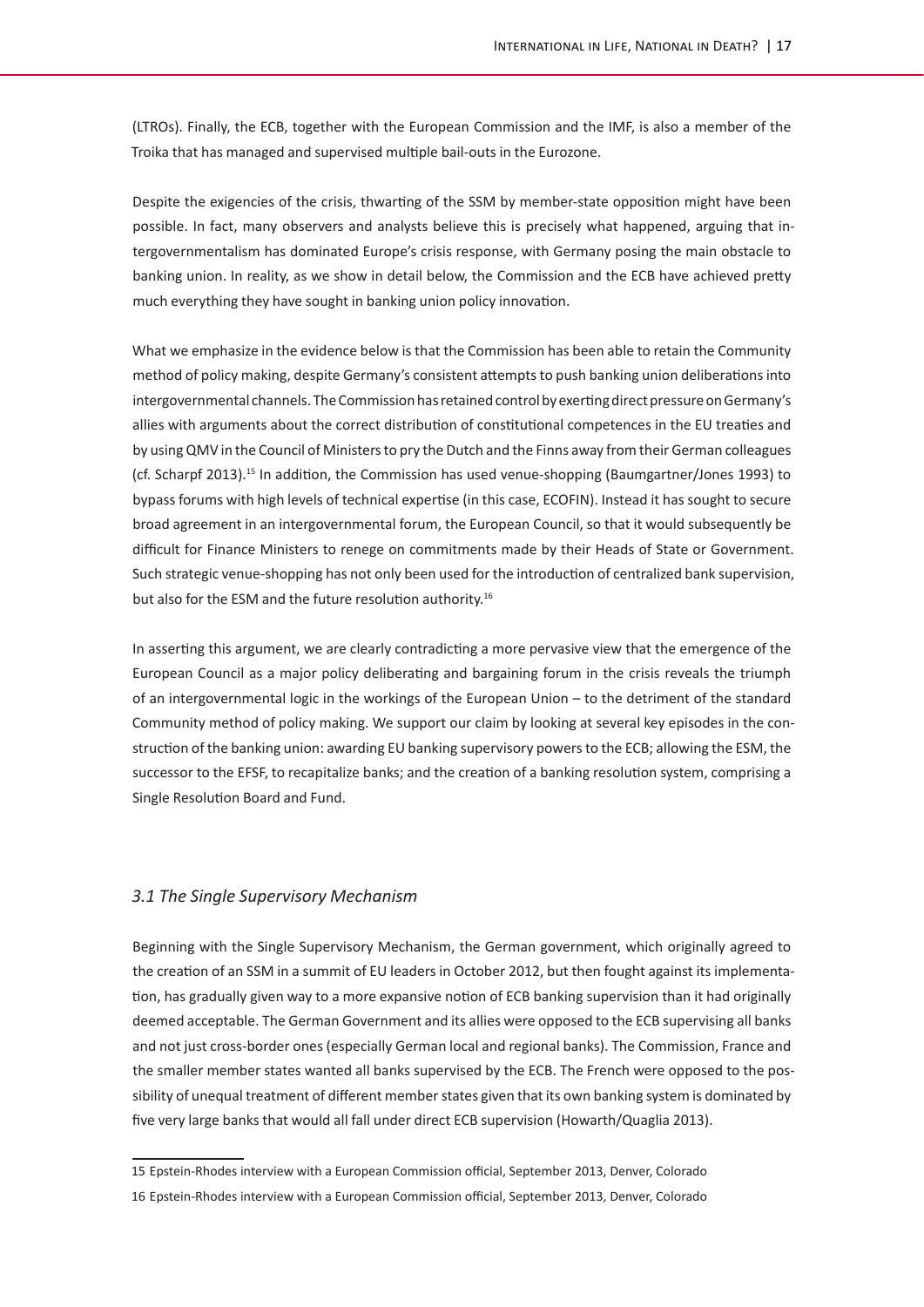(LTROs). Finally, the ECB, together with the European Commission and the IMF, is also a member of the Troika that has managed and supervised multiple bail-outs in the Eurozone.

Despite the exigencies of the crisis, thwarting of the SSM by member-state opposition might have been possible. In fact, many observers and analysts believe this is precisely what happened, arguing that intergovernmentalism has dominated Europe's crisis response, with Germany posing the main obstacle to banking union. In reality, as we show in detail below, the Commission and the ECB have achieved pretty much everything they have sought in banking union policy innovation.

What we emphasize in the evidence below is that the Commission has been able to retain the Community method of policy making, despite Germany's consistent attempts to push banking union deliberations into intergovernmental channels. The Commission has retained control by exerting direct pressure on Germany's allies with arguments about the correct distribution of constitutional competences in the EU treaties and by using QMV in the Council of Ministers to pry the Dutch and the Finns away from their German colleagues (cf. Scharpf 2013).[15] In addition, the Commission has used venue-shopping (Baumgartner/Jones 1993) to bypass forums with high levels of technical expertise (in this case, ECOFIN). Instead it has sought to secure broad agreement in an intergovernmental forum, the European Council, so that it would subsequently be difficult for Finance Ministers to renege on commitments made by their Heads of State or Government. Such strategic venue-shopping has not only been used for the introduction of centralized bank supervision, but also for the ESM and the future resolution authority.[16]

In asserting this argument, we are clearly contradicting a more pervasive view that the emergence of the European Council as a major policy deliberating and bargaining forum in the crisis reveals the triumph of an intergovernmental logic in the workings of the European Union – to the detriment of the standard Community method of policy making. We support our claim by looking at several key episodes in the construction of the banking union: awarding EU banking supervisory powers to the ECB; allowing the ESM, the successor to the EFSF, to recapitalize banks; and the creation of a banking resolution system, comprising a Single Resolution Board and Fund.

### *3.1 The Single Supervisory Mechanism*

Beginning with the Single Supervisory Mechanism, the German government, which originally agreed to the creation of an SSM in a summit of EU leaders in October 2012, but then fought against its implementation, has gradually given way to a more expansive notion of ECB banking supervision than it had originally deemed acceptable. The German Government and its allies were opposed to the ECB supervising all banks and not just cross-border ones (especially German local and regional banks). The Commission, France and the smaller member states wanted all banks supervised by the ECB. The French were opposed to the possibility of unequal treatment of different member states given that its own banking system is dominated by five very large banks that would all fall under direct ECB supervision (Howarth/Quaglia 2013).

---

15 Epstein-Rhodes interview with a European Commission official, September 2013, Denver, Colorado

16 Epstein-Rhodes interview with a European Commission official, September 2013, Denver, Colorado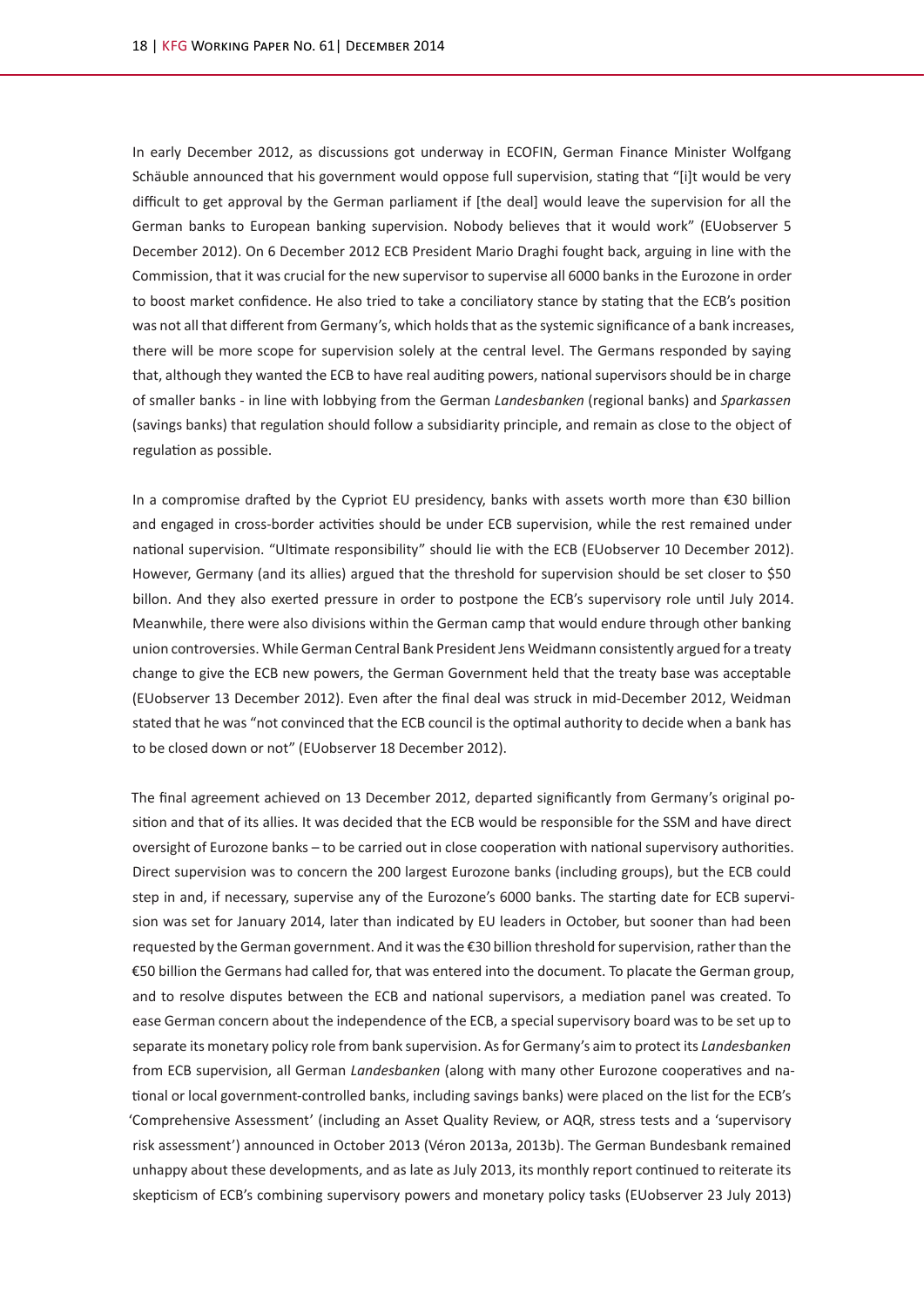In early December 2012, as discussions got underway in ECOFIN, German Finance Minister Wolfgang Schäuble announced that his government would oppose full supervision, stating that "[i]t would be very difficult to get approval by the German parliament if [the deal] would leave the supervision for all the German banks to European banking supervision. Nobody believes that it would work" (EUobserver 5 December 2012). On 6 December 2012 ECB President Mario Draghi fought back, arguing in line with the Commission, that it was crucial for the new supervisor to supervise all 6000 banks in the Eurozone in order to boost market confidence. He also tried to take a conciliatory stance by stating that the ECB's position was not all that different from Germany's, which holds that as the systemic significance of a bank increases, there will be more scope for supervision solely at the central level. The Germans responded by saying that, although they wanted the ECB to have real auditing powers, national supervisors should be in charge of smaller banks - in line with lobbying from the German *Landesbanken* (regional banks) and *Sparkassen* (savings banks) that regulation should follow a subsidiarity principle, and remain as close to the object of regulation as possible.

In a compromise drafted by the Cypriot EU presidency, banks with assets worth more than €30 billion and engaged in cross-border activities should be under ECB supervision, while the rest remained under national supervision. "Ultimate responsibility" should lie with the ECB (EUobserver 10 December 2012). However, Germany (and its allies) argued that the threshold for supervision should be set closer to $50 billon. And they also exerted pressure in order to postpone the ECB's supervisory role until July 2014. Meanwhile, there were also divisions within the German camp that would endure through other banking union controversies. While German Central Bank President Jens Weidmann consistently argued for a treaty change to give the ECB new powers, the German Government held that the treaty base was acceptable (EUobserver 13 December 2012). Even after the final deal was struck in mid-December 2012, Weidman stated that he was "not convinced that the ECB council is the optimal authority to decide when a bank has to be closed down or not" (EUobserver 18 December 2012).

The final agreement achieved on 13 December 2012, departed significantly from Germany's original position and that of its allies. It was decided that the ECB would be responsible for the SSM and have direct oversight of Eurozone banks – to be carried out in close cooperation with national supervisory authorities. Direct supervision was to concern the 200 largest Eurozone banks (including groups), but the ECB could step in and, if necessary, supervise any of the Eurozone's 6000 banks. The starting date for ECB supervision was set for January 2014, later than indicated by EU leaders in October, but sooner than had been requested by the German government. And it was the €30 billion threshold for supervision, rather than the €50 billion the Germans had called for, that was entered into the document. To placate the German group, and to resolve disputes between the ECB and national supervisors, a mediation panel was created. To ease German concern about the independence of the ECB, a special supervisory board was to be set up to separate its monetary policy role from bank supervision. As for Germany's aim to protect its *Landesbanken* from ECB supervision, all German *Landesbanken* (along with many other Eurozone cooperatives and national or local government-controlled banks, including savings banks) were placed on the list for the ECB's 'Comprehensive Assessment' (including an Asset Quality Review, or AQR, stress tests and a 'supervisory risk assessment') announced in October 2013 (Véron 2013a, 2013b). The German Bundesbank remained unhappy about these developments, and as late as July 2013, its monthly report continued to reiterate its skepticism of ECB's combining supervisory powers and monetary policy tasks (EUobserver 23 July 2013)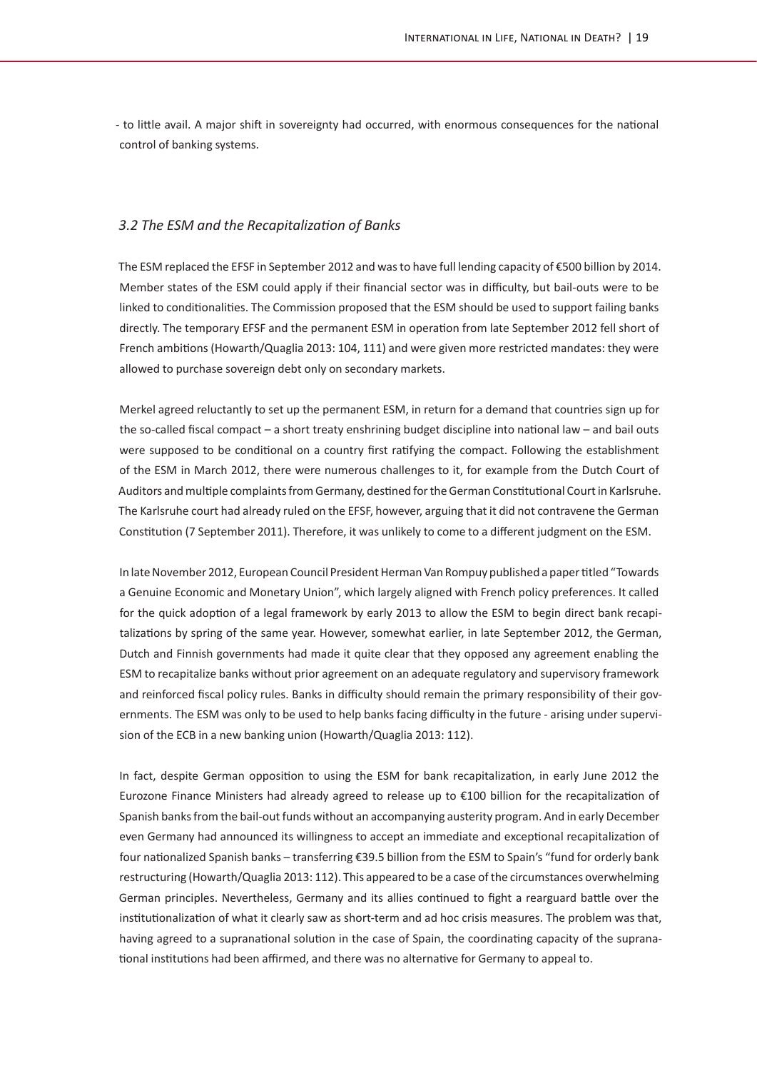- to little avail. A major shift in sovereignty had occurred, with enormous consequences for the national control of banking systems.

### *3.2 The ESM and the Recapitalization of Banks*

The ESM replaced the EFSF in September 2012 and was to have full lending capacity of €500 billion by 2014. Member states of the ESM could apply if their financial sector was in difficulty, but bail-outs were to be linked to conditionalities. The Commission proposed that the ESM should be used to support failing banks directly. The temporary EFSF and the permanent ESM in operation from late September 2012 fell short of French ambitions (Howarth/Quaglia 2013: 104, 111) and were given more restricted mandates: they were allowed to purchase sovereign debt only on secondary markets.

Merkel agreed reluctantly to set up the permanent ESM, in return for a demand that countries sign up for the so-called fiscal compact – a short treaty enshrining budget discipline into national law – and bail outs were supposed to be conditional on a country first ratifying the compact. Following the establishment of the ESM in March 2012, there were numerous challenges to it, for example from the Dutch Court of Auditors and multiple complaints from Germany, destined for the German Constitutional Court in Karlsruhe. The Karlsruhe court had already ruled on the EFSF, however, arguing that it did not contravene the German Constitution (7 September 2011). Therefore, it was unlikely to come to a different judgment on the ESM.

In late November 2012, European Council President Herman Van Rompuy published a paper titled "Towards a Genuine Economic and Monetary Union", which largely aligned with French policy preferences. It called for the quick adoption of a legal framework by early 2013 to allow the ESM to begin direct bank recapitalizations by spring of the same year. However, somewhat earlier, in late September 2012, the German, Dutch and Finnish governments had made it quite clear that they opposed any agreement enabling the ESM to recapitalize banks without prior agreement on an adequate regulatory and supervisory framework and reinforced fiscal policy rules. Banks in difficulty should remain the primary responsibility of their governments. The ESM was only to be used to help banks facing difficulty in the future - arising under supervision of the ECB in a new banking union (Howarth/Quaglia 2013: 112).

In fact, despite German opposition to using the ESM for bank recapitalization, in early June 2012 the Eurozone Finance Ministers had already agreed to release up to €100 billion for the recapitalization of Spanish banks from the bail-out funds without an accompanying austerity program. And in early December even Germany had announced its willingness to accept an immediate and exceptional recapitalization of four nationalized Spanish banks – transferring €39.5 billion from the ESM to Spain's "fund for orderly bank restructuring (Howarth/Quaglia 2013: 112). This appeared to be a case of the circumstances overwhelming German principles. Nevertheless, Germany and its allies continued to fight a rearguard battle over the institutionalization of what it clearly saw as short-term and ad hoc crisis measures. The problem was that, having agreed to a supranational solution in the case of Spain, the coordinating capacity of the supranational institutions had been affirmed, and there was no alternative for Germany to appeal to.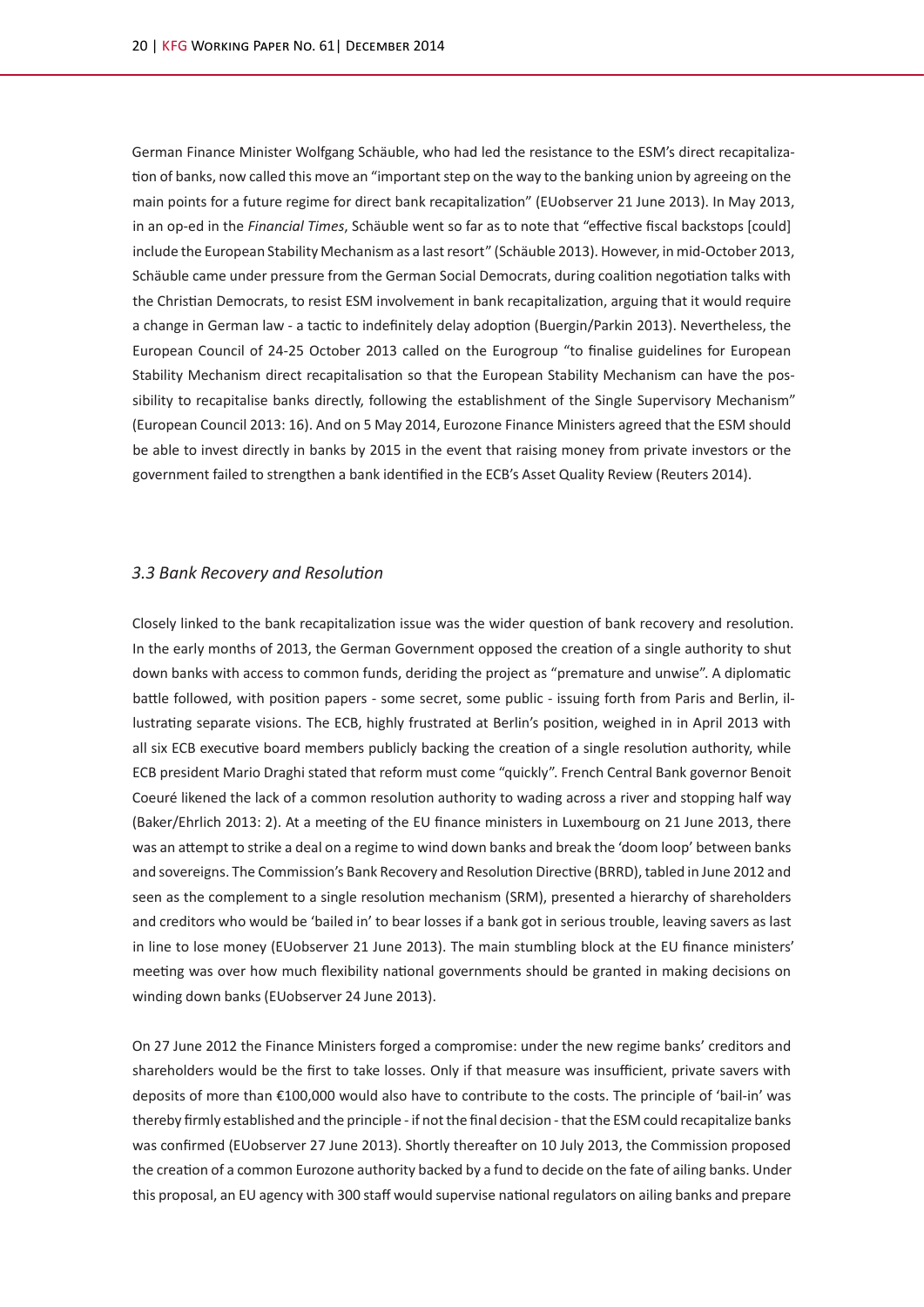German Finance Minister Wolfgang Schäuble, who had led the resistance to the ESM's direct recapitalization of banks, now called this move an "important step on the way to the banking union by agreeing on the main points for a future regime for direct bank recapitalization" (EUobserver 21 June 2013). In May 2013, in an op-ed in the *Financial Times*, Schäuble went so far as to note that "effective fiscal backstops [could] include the European Stability Mechanism as a last resort" (Schäuble 2013). However, in mid-October 2013, Schäuble came under pressure from the German Social Democrats, during coalition negotiation talks with the Christian Democrats, to resist ESM involvement in bank recapitalization, arguing that it would require a change in German law - a tactic to indefinitely delay adoption (Buergin/Parkin 2013). Nevertheless, the European Council of 24-25 October 2013 called on the Eurogroup "to finalise guidelines for European Stability Mechanism direct recapitalisation so that the European Stability Mechanism can have the possibility to recapitalise banks directly, following the establishment of the Single Supervisory Mechanism" (European Council 2013: 16). And on 5 May 2014, Eurozone Finance Ministers agreed that the ESM should be able to invest directly in banks by 2015 in the event that raising money from private investors or the government failed to strengthen a bank identified in the ECB's Asset Quality Review (Reuters 2014).

### *3.3 Bank Recovery and Resolution*

Closely linked to the bank recapitalization issue was the wider question of bank recovery and resolution. In the early months of 2013, the German Government opposed the creation of a single authority to shut down banks with access to common funds, deriding the project as "premature and unwise". A diplomatic battle followed, with position papers - some secret, some public - issuing forth from Paris and Berlin, illustrating separate visions. The ECB, highly frustrated at Berlin's position, weighed in in April 2013 with all six ECB executive board members publicly backing the creation of a single resolution authority, while ECB president Mario Draghi stated that reform must come "quickly". French Central Bank governor Benoit Coeuré likened the lack of a common resolution authority to wading across a river and stopping half way (Baker/Ehrlich 2013: 2). At a meeting of the EU finance ministers in Luxembourg on 21 June 2013, there was an attempt to strike a deal on a regime to wind down banks and break the 'doom loop' between banks and sovereigns. The Commission's Bank Recovery and Resolution Directive (BRRD), tabled in June 2012 and seen as the complement to a single resolution mechanism (SRM), presented a hierarchy of shareholders and creditors who would be 'bailed in' to bear losses if a bank got in serious trouble, leaving savers as last in line to lose money (EUobserver 21 June 2013). The main stumbling block at the EU finance ministers' meeting was over how much flexibility national governments should be granted in making decisions on winding down banks (EUobserver 24 June 2013).

On 27 June 2012 the Finance Ministers forged a compromise: under the new regime banks' creditors and shareholders would be the first to take losses. Only if that measure was insufficient, private savers with deposits of more than €100,000 would also have to contribute to the costs. The principle of 'bail-in' was thereby firmly established and the principle - if not the final decision - that the ESM could recapitalize banks was confirmed (EUobserver 27 June 2013). Shortly thereafter on 10 July 2013, the Commission proposed the creation of a common Eurozone authority backed by a fund to decide on the fate of ailing banks. Under this proposal, an EU agency with 300 staff would supervise national regulators on ailing banks and prepare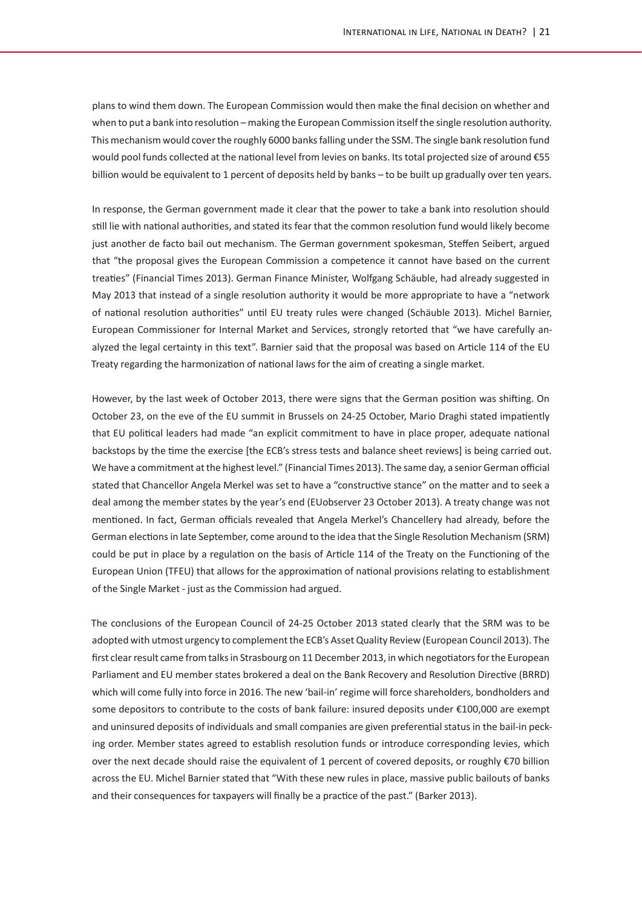plans to wind them down. The European Commission would then make the final decision on whether and when to put a bank into resolution – making the European Commission itself the single resolution authority. This mechanism would cover the roughly 6000 banks falling under the SSM. The single bank resolution fund would pool funds collected at the national level from levies on banks. Its total projected size of around €55 billion would be equivalent to 1 percent of deposits held by banks – to be built up gradually over ten years.

In response, the German government made it clear that the power to take a bank into resolution should still lie with national authorities, and stated its fear that the common resolution fund would likely become just another de facto bail out mechanism. The German government spokesman, Steffen Seibert, argued that "the proposal gives the European Commission a competence it cannot have based on the current treaties" (Financial Times 2013). German Finance Minister, Wolfgang Schäuble, had already suggested in May 2013 that instead of a single resolution authority it would be more appropriate to have a "network of national resolution authorities" until EU treaty rules were changed (Schäuble 2013). Michel Barnier, European Commissioner for Internal Market and Services, strongly retorted that "we have carefully analyzed the legal certainty in this text". Barnier said that the proposal was based on Article 114 of the EU Treaty regarding the harmonization of national laws for the aim of creating a single market.

However, by the last week of October 2013, there were signs that the German position was shifting. On October 23, on the eve of the EU summit in Brussels on 24-25 October, Mario Draghi stated impatiently that EU political leaders had made "an explicit commitment to have in place proper, adequate national backstops by the time the exercise [the ECB's stress tests and balance sheet reviews] is being carried out. We have a commitment at the highest level." (Financial Times 2013). The same day, a senior German official stated that Chancellor Angela Merkel was set to have a "constructive stance" on the matter and to seek a deal among the member states by the year's end (EUobserver 23 October 2013). A treaty change was not mentioned. In fact, German officials revealed that Angela Merkel's Chancellery had already, before the German elections in late September, come around to the idea that the Single Resolution Mechanism (SRM) could be put in place by a regulation on the basis of Article 114 of the Treaty on the Functioning of the European Union (TFEU) that allows for the approximation of national provisions relating to establishment of the Single Market - just as the Commission had argued.

The conclusions of the European Council of 24-25 October 2013 stated clearly that the SRM was to be adopted with utmost urgency to complement the ECB's Asset Quality Review (European Council 2013). The first clear result came from talks in Strasbourg on 11 December 2013, in which negotiators for the European Parliament and EU member states brokered a deal on the Bank Recovery and Resolution Directive (BRRD) which will come fully into force in 2016. The new 'bail-in' regime will force shareholders, bondholders and some depositors to contribute to the costs of bank failure: insured deposits under €100,000 are exempt and uninsured deposits of individuals and small companies are given preferential status in the bail-in pecking order. Member states agreed to establish resolution funds or introduce corresponding levies, which over the next decade should raise the equivalent of 1 percent of covered deposits, or roughly €70 billion across the EU. Michel Barnier stated that "With these new rules in place, massive public bailouts of banks and their consequences for taxpayers will finally be a practice of the past." (Barker 2013).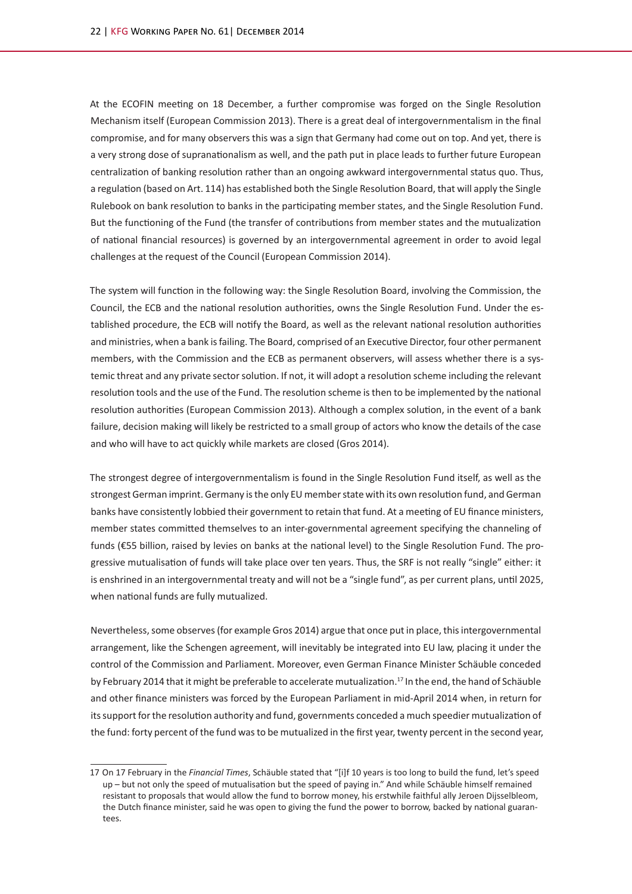At the ECOFIN meeting on 18 December, a further compromise was forged on the Single Resolution Mechanism itself (European Commission 2013). There is a great deal of intergovernmentalism in the final compromise, and for many observers this was a sign that Germany had come out on top. And yet, there is a very strong dose of supranationalism as well, and the path put in place leads to further future European centralization of banking resolution rather than an ongoing awkward intergovernmental status quo. Thus, a regulation (based on Art. 114) has established both the Single Resolution Board, that will apply the Single Rulebook on bank resolution to banks in the participating member states, and the Single Resolution Fund. But the functioning of the Fund (the transfer of contributions from member states and the mutualization of national financial resources) is governed by an intergovernmental agreement in order to avoid legal challenges at the request of the Council (European Commission 2014).

The system will function in the following way: the Single Resolution Board, involving the Commission, the Council, the ECB and the national resolution authorities, owns the Single Resolution Fund. Under the established procedure, the ECB will notify the Board, as well as the relevant national resolution authorities and ministries, when a bank is failing. The Board, comprised of an Executive Director, four other permanent members, with the Commission and the ECB as permanent observers, will assess whether there is a systemic threat and any private sector solution. If not, it will adopt a resolution scheme including the relevant resolution tools and the use of the Fund. The resolution scheme is then to be implemented by the national resolution authorities (European Commission 2013). Although a complex solution, in the event of a bank failure, decision making will likely be restricted to a small group of actors who know the details of the case and who will have to act quickly while markets are closed (Gros 2014).

The strongest degree of intergovernmentalism is found in the Single Resolution Fund itself, as well as the strongest German imprint. Germany is the only EU member state with its own resolution fund, and German banks have consistently lobbied their government to retain that fund. At a meeting of EU finance ministers, member states committed themselves to an inter-governmental agreement specifying the channeling of funds (€55 billion, raised by levies on banks at the national level) to the Single Resolution Fund. The progressive mutualisation of funds will take place over ten years. Thus, the SRF is not really "single" either: it is enshrined in an intergovernmental treaty and will not be a "single fund", as per current plans, until 2025, when national funds are fully mutualized.

Nevertheless, some observes (for example Gros 2014) argue that once put in place, this intergovernmental arrangement, like the Schengen agreement, will inevitably be integrated into EU law, placing it under the control of the Commission and Parliament. Moreover, even German Finance Minister Schäuble conceded by February 2014 that it might be preferable to accelerate mutualization.[17] In the end, the hand of Schäuble and other finance ministers was forced by the European Parliament in mid-April 2014 when, in return for its support for the resolution authority and fund, governments conceded a much speedier mutualization of the fund: forty percent of the fund was to be mutualized in the first year, twenty percent in the second year,

---

17 On 17 February in the *Financial Times*, Schäuble stated that "[i]f 10 years is too long to build the fund, let's speed up – but not only the speed of mutualisation but the speed of paying in." And while Schäuble himself remained resistant to proposals that would allow the fund to borrow money, his erstwhile faithful ally Jeroen Dijsselbleom, the Dutch finance minister, said he was open to giving the fund the power to borrow, backed by national guarantees.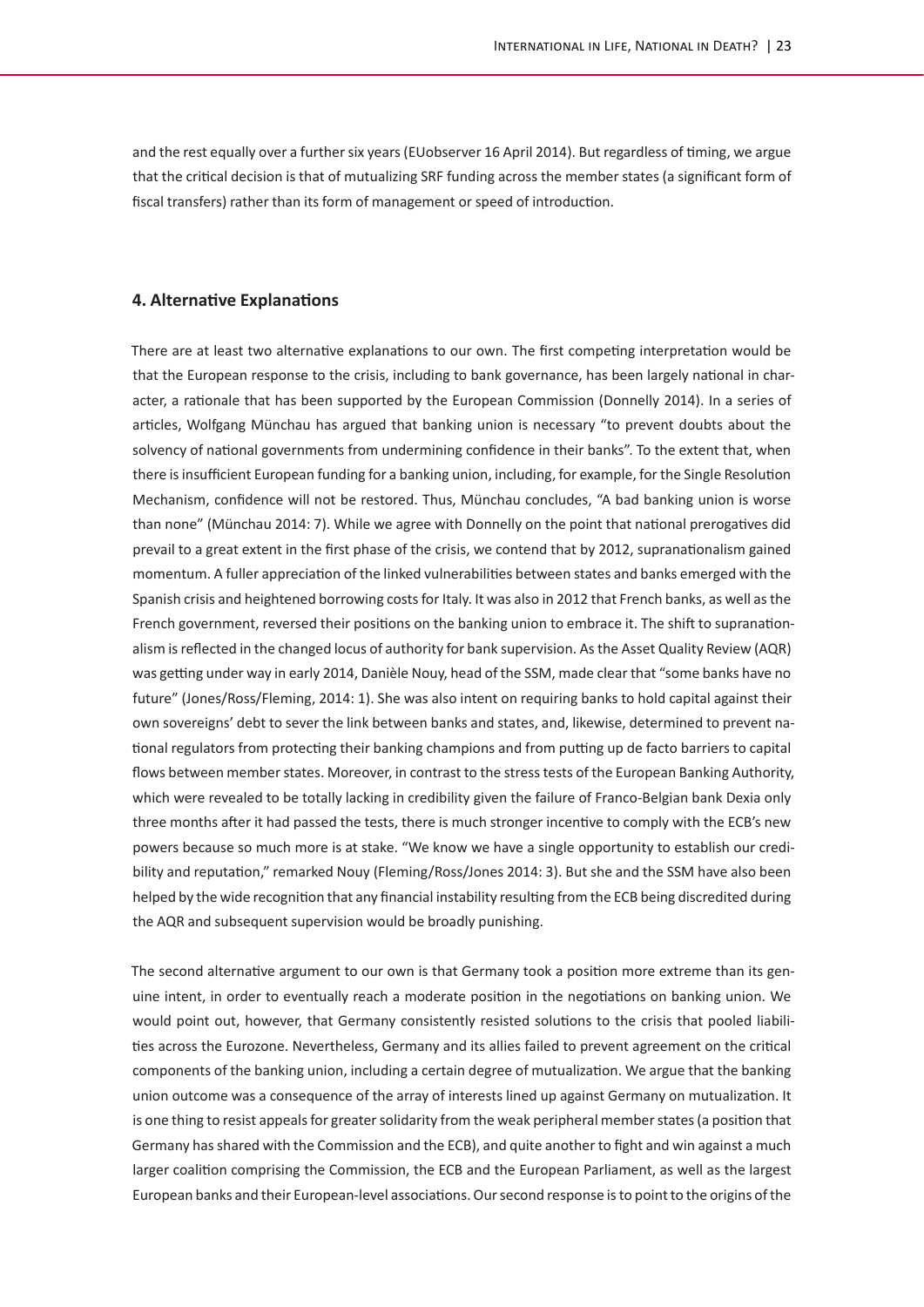and the rest equally over a further six years (EUobserver 16 April 2014). But regardless of timing, we argue that the critical decision is that of mutualizing SRF funding across the member states (a significant form of fiscal transfers) rather than its form of management or speed of introduction.

## 4. Alternative Explanations

There are at least two alternative explanations to our own. The first competing interpretation would be that the European response to the crisis, including to bank governance, has been largely national in character, a rationale that has been supported by the European Commission (Donnelly 2014). In a series of articles, Wolfgang Münchau has argued that banking union is necessary "to prevent doubts about the solvency of national governments from undermining confidence in their banks". To the extent that, when there is insufficient European funding for a banking union, including, for example, for the Single Resolution Mechanism, confidence will not be restored. Thus, Münchau concludes, "A bad banking union is worse than none" (Münchau 2014: 7). While we agree with Donnelly on the point that national prerogatives did prevail to a great extent in the first phase of the crisis, we contend that by 2012, supranationalism gained momentum. A fuller appreciation of the linked vulnerabilities between states and banks emerged with the Spanish crisis and heightened borrowing costs for Italy. It was also in 2012 that French banks, as well as the French government, reversed their positions on the banking union to embrace it. The shift to supranationalism is reflected in the changed locus of authority for bank supervision. As the Asset Quality Review (AQR) was getting under way in early 2014, Danièle Nouy, head of the SSM, made clear that "some banks have no future" (Jones/Ross/Fleming, 2014: 1). She was also intent on requiring banks to hold capital against their own sovereigns' debt to sever the link between banks and states, and, likewise, determined to prevent national regulators from protecting their banking champions and from putting up de facto barriers to capital flows between member states. Moreover, in contrast to the stress tests of the European Banking Authority, which were revealed to be totally lacking in credibility given the failure of Franco-Belgian bank Dexia only three months after it had passed the tests, there is much stronger incentive to comply with the ECB's new powers because so much more is at stake. "We know we have a single opportunity to establish our credibility and reputation," remarked Nouy (Fleming/Ross/Jones 2014: 3). But she and the SSM have also been helped by the wide recognition that any financial instability resulting from the ECB being discredited during the AQR and subsequent supervision would be broadly punishing.

The second alternative argument to our own is that Germany took a position more extreme than its genuine intent, in order to eventually reach a moderate position in the negotiations on banking union. We would point out, however, that Germany consistently resisted solutions to the crisis that pooled liabilities across the Eurozone. Nevertheless, Germany and its allies failed to prevent agreement on the critical components of the banking union, including a certain degree of mutualization. We argue that the banking union outcome was a consequence of the array of interests lined up against Germany on mutualization. It is one thing to resist appeals for greater solidarity from the weak peripheral member states (a position that Germany has shared with the Commission and the ECB), and quite another to fight and win against a much larger coalition comprising the Commission, the ECB and the European Parliament, as well as the largest European banks and their European-level associations. Our second response is to point to the origins of the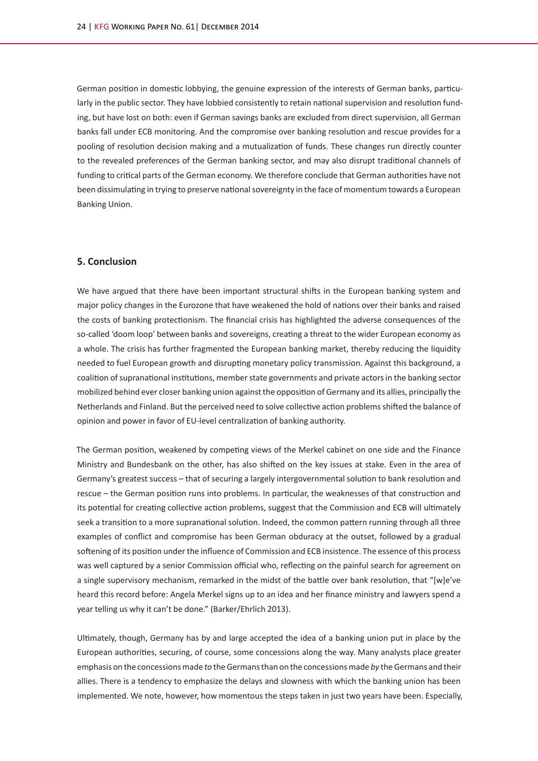German position in domestic lobbying, the genuine expression of the interests of German banks, particularly in the public sector. They have lobbied consistently to retain national supervision and resolution funding, but have lost on both: even if German savings banks are excluded from direct supervision, all German banks fall under ECB monitoring. And the compromise over banking resolution and rescue provides for a pooling of resolution decision making and a mutualization of funds. These changes run directly counter to the revealed preferences of the German banking sector, and may also disrupt traditional channels of funding to critical parts of the German economy. We therefore conclude that German authorities have not been dissimulating in trying to preserve national sovereignty in the face of momentum towards a European Banking Union.

## 5. Conclusion

We have argued that there have been important structural shifts in the European banking system and major policy changes in the Eurozone that have weakened the hold of nations over their banks and raised the costs of banking protectionism. The financial crisis has highlighted the adverse consequences of the so-called 'doom loop' between banks and sovereigns, creating a threat to the wider European economy as a whole. The crisis has further fragmented the European banking market, thereby reducing the liquidity needed to fuel European growth and disrupting monetary policy transmission. Against this background, a coalition of supranational institutions, member state governments and private actors in the banking sector mobilized behind ever closer banking union against the opposition of Germany and its allies, principally the Netherlands and Finland. But the perceived need to solve collective action problems shifted the balance of opinion and power in favor of EU-level centralization of banking authority.

The German position, weakened by competing views of the Merkel cabinet on one side and the Finance Ministry and Bundesbank on the other, has also shifted on the key issues at stake. Even in the area of Germany's greatest success – that of securing a largely intergovernmental solution to bank resolution and rescue – the German position runs into problems. In particular, the weaknesses of that construction and its potential for creating collective action problems, suggest that the Commission and ECB will ultimately seek a transition to a more supranational solution. Indeed, the common pattern running through all three examples of conflict and compromise has been German obduracy at the outset, followed by a gradual softening of its position under the influence of Commission and ECB insistence. The essence of this process was well captured by a senior Commission official who, reflecting on the painful search for agreement on a single supervisory mechanism, remarked in the midst of the battle over bank resolution, that "[w]e've heard this record before: Angela Merkel signs up to an idea and her finance ministry and lawyers spend a year telling us why it can't be done." (Barker/Ehrlich 2013).

Ultimately, though, Germany has by and large accepted the idea of a banking union put in place by the European authorities, securing, of course, some concessions along the way. Many analysts place greater emphasis on the concessions made *to* the Germans than on the concessions made *by* the Germans and their allies. There is a tendency to emphasize the delays and slowness with which the banking union has been implemented. We note, however, how momentous the steps taken in just two years have been. Especially,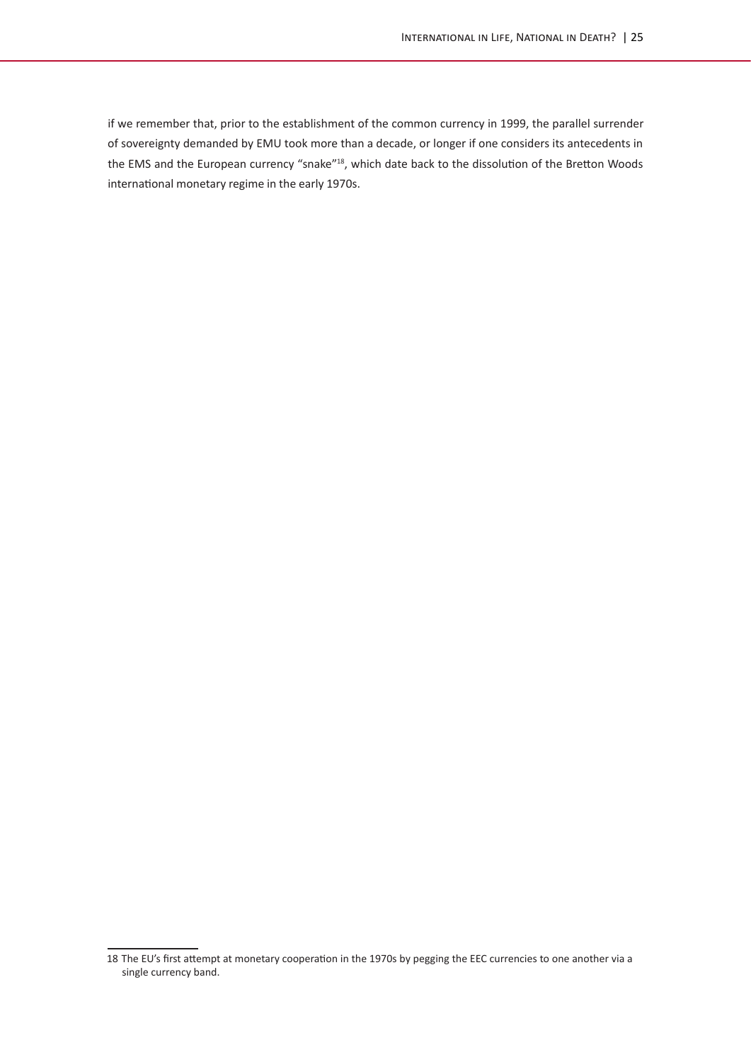if we remember that, prior to the establishment of the common currency in 1999, the parallel surrender of sovereignty demanded by EMU took more than a decade, or longer if one considers its antecedents in the EMS and the European currency "snake"[18], which date back to the dissolution of the Bretton Woods international monetary regime in the early 1970s.

---

18 The EU's first attempt at monetary cooperation in the 1970s by pegging the EEC currencies to one another via a single currency band.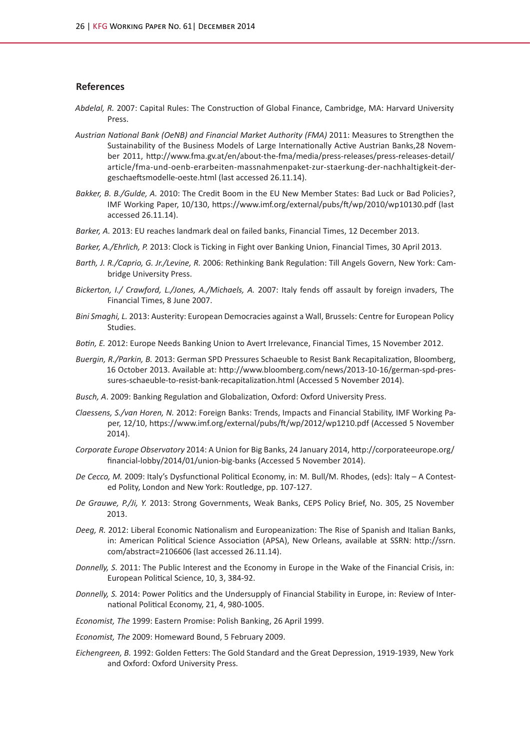## References

*Abdelal, R.* 2007: Capital Rules: The Construction of Global Finance, Cambridge, MA: Harvard University Press.

*Austrian National Bank (OeNB) and Financial Market Authority (FMA)* 2011: Measures to Strengthen the Sustainability of the Business Models of Large Internationally Active Austrian Banks,28 November 2011, http://www.fma.gv.at/en/about-the-fma/media/press-releases/press-releases-detail/article/fma-und-oenb-erarbeiten-massnahmenpaket-zur-staerkung-der-nachhaltigkeit-der-geschaeftsmodelle-oeste.html (last accessed 26.11.14).

*Bakker, B. B./Gulde, A.* 2010: The Credit Boom in the EU New Member States: Bad Luck or Bad Policies?, IMF Working Paper, 10/130, https://www.imf.org/external/pubs/ft/wp/2010/wp10130.pdf (last accessed 26.11.14).

*Barker, A.* 2013: EU reaches landmark deal on failed banks, Financial Times, 12 December 2013.

*Barker, A./Ehrlich, P.* 2013: Clock is Ticking in Fight over Banking Union, Financial Times, 30 April 2013.

*Barth, J. R./Caprio, G. Jr./Levine, R.* 2006: Rethinking Bank Regulation: Till Angels Govern, New York: Cambridge University Press.

*Bickerton, I./ Crawford, L./Jones, A./Michaels, A.* 2007: Italy fends off assault by foreign invaders, The Financial Times, 8 June 2007.

*Bini Smaghi, L.* 2013: Austerity: European Democracies against a Wall, Brussels: Centre for European Policy Studies.

*Botin, E.* 2012: Europe Needs Banking Union to Avert Irrelevance, Financial Times, 15 November 2012.

*Buergin, R./Parkin, B.* 2013: German SPD Pressures Schaeuble to Resist Bank Recapitalization, Bloomberg, 16 October 2013. Available at: http://www.bloomberg.com/news/2013-10-16/german-spd-pressures-schaeuble-to-resist-bank-recapitalization.html (Accessed 5 November 2014).

*Busch, A*. 2009: Banking Regulation and Globalization, Oxford: Oxford University Press.

*Claessens, S./van Horen, N.* 2012: Foreign Banks: Trends, Impacts and Financial Stability, IMF Working Paper, 12/10, https://www.imf.org/external/pubs/ft/wp/2012/wp1210.pdf (Accessed 5 November 2014).

*Corporate Europe Observatory* 2014: A Union for Big Banks, 24 January 2014, http://corporateeurope.org/financial-lobby/2014/01/union-big-banks (Accessed 5 November 2014).

*De Cecco, M.* 2009: Italy's Dysfunctional Political Economy, in: M. Bull/M. Rhodes, (eds): Italy – A Contested Polity, London and New York: Routledge, pp. 107-127.

*De Grauwe, P./Ji, Y.* 2013: Strong Governments, Weak Banks, CEPS Policy Brief, No. 305, 25 November 2013.

*Deeg, R.* 2012: Liberal Economic Nationalism and Europeanization: The Rise of Spanish and Italian Banks, in: American Political Science Association (APSA), New Orleans, available at SSRN: http://ssrn.com/abstract=2106606 (last accessed 26.11.14).

*Donnelly, S.* 2011: The Public Interest and the Economy in Europe in the Wake of the Financial Crisis, in: European Political Science, 10, 3, 384-92.

*Donnelly, S.* 2014: Power Politics and the Undersupply of Financial Stability in Europe, in: Review of International Political Economy, 21, 4, 980-1005.

*Economist, The* 1999: Eastern Promise: Polish Banking, 26 April 1999.

*Economist, The* 2009: Homeward Bound, 5 February 2009.

*Eichengreen, B.* 1992: Golden Fetters: The Gold Standard and the Great Depression, 1919-1939, New York and Oxford: Oxford University Press.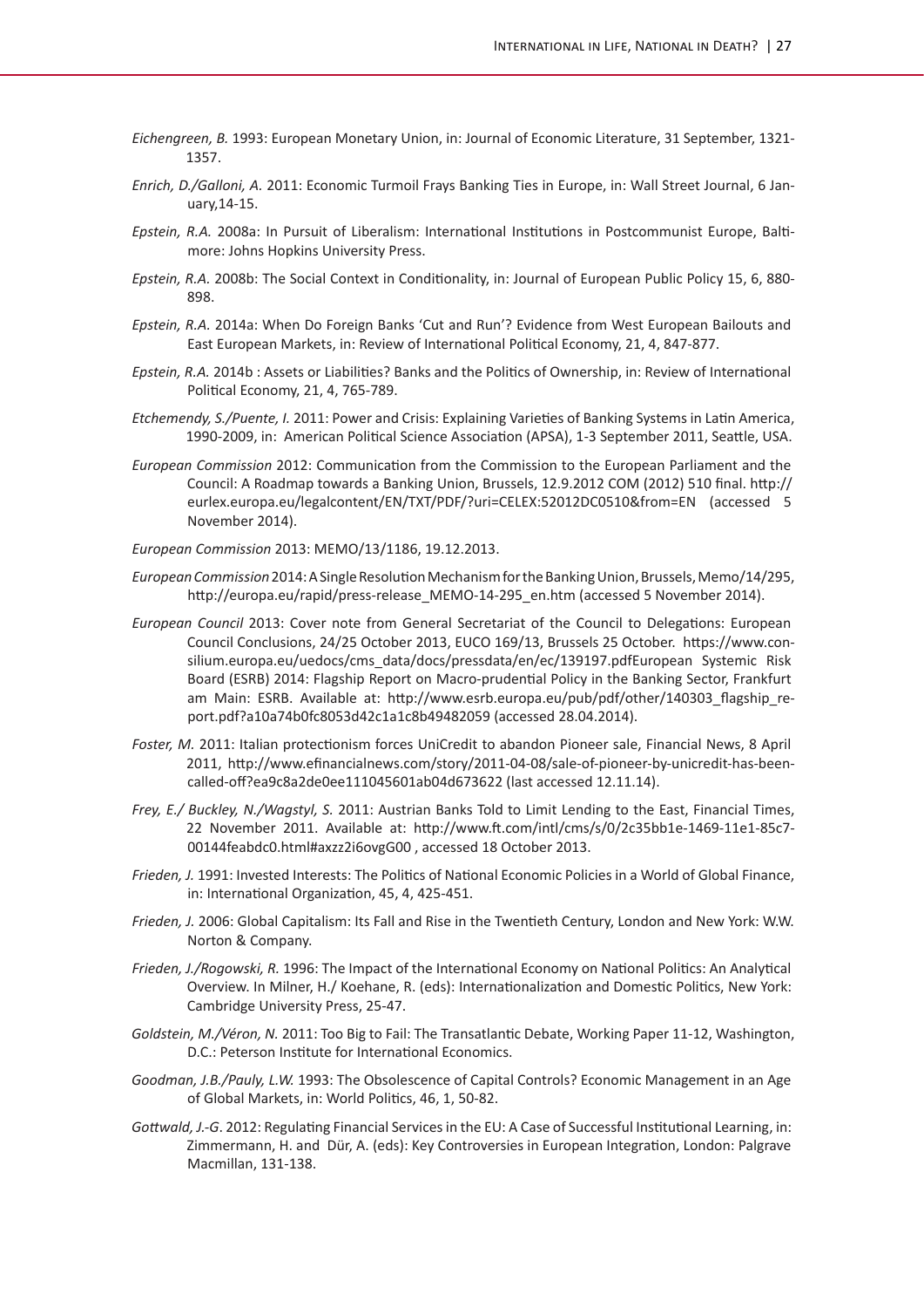*Eichengreen, B.* 1993: European Monetary Union, in: Journal of Economic Literature, 31 September, 1321-1357.

*Enrich, D./Galloni, A.* 2011: Economic Turmoil Frays Banking Ties in Europe, in: Wall Street Journal, 6 January,14-15.

*Epstein, R.A.* 2008a: In Pursuit of Liberalism: International Institutions in Postcommunist Europe, Baltimore: Johns Hopkins University Press.

*Epstein, R.A.* 2008b: The Social Context in Conditionality, in: Journal of European Public Policy 15, 6, 880-898.

*Epstein, R.A.* 2014a: When Do Foreign Banks 'Cut and Run'? Evidence from West European Bailouts and East European Markets, in: Review of International Political Economy, 21, 4, 847-877.

*Epstein, R.A.* 2014b : Assets or Liabilities? Banks and the Politics of Ownership, in: Review of International Political Economy, 21, 4, 765-789.

*Etchemendy, S./Puente, I.* 2011: Power and Crisis: Explaining Varieties of Banking Systems in Latin America, 1990-2009, in: American Political Science Association (APSA), 1-3 September 2011, Seattle, USA.

*European Commission* 2012: Communication from the Commission to the European Parliament and the Council: A Roadmap towards a Banking Union, Brussels, 12.9.2012 COM (2012) 510 final. http://eurlex.europa.eu/legalcontent/EN/TXT/PDF/?uri=CELEX:52012DC0510&from=EN (accessed 5 November 2014).

*European Commission* 2013: MEMO/13/1186, 19.12.2013.

*European Commission* 2014: A Single Resolution Mechanism for the Banking Union, Brussels, Memo/14/295, http://europa.eu/rapid/press-release_MEMO-14-295_en.htm (accessed 5 November 2014).

*European Council* 2013: Cover note from General Secretariat of the Council to Delegations: European Council Conclusions, 24/25 October 2013, EUCO 169/13, Brussels 25 October. https://www.consilium.europa.eu/uedocs/cms_data/docs/pressdata/en/ec/139197.pdfEuropean Systemic Risk Board (ESRB) 2014: Flagship Report on Macro-prudential Policy in the Banking Sector, Frankfurt am Main: ESRB. Available at: http://www.esrb.europa.eu/pub/pdf/other/140303_flagship_report.pdf?a10a74b0fc8053d42c1a1c8b49482059 (accessed 28.04.2014).

*Foster, M.* 2011: Italian protectionism forces UniCredit to abandon Pioneer sale, Financial News, 8 April 2011, http://www.efinancialnews.com/story/2011-04-08/sale-of-pioneer-by-unicredit-has-been-called-off?ea9c8a2de0ee111045601ab04d673622 (last accessed 12.11.14).

*Frey, E./ Buckley, N./Wagstyl, S.* 2011: Austrian Banks Told to Limit Lending to the East, Financial Times, 22 November 2011. Available at: http://www.ft.com/intl/cms/s/0/2c35bb1e-1469-11e1-85c7-00144feabdc0.html#axzz2i6ovgG00 , accessed 18 October 2013.

*Frieden, J.* 1991: Invested Interests: The Politics of National Economic Policies in a World of Global Finance, in: International Organization, 45, 4, 425-451.

*Frieden, J.* 2006: Global Capitalism: Its Fall and Rise in the Twentieth Century, London and New York: W.W. Norton & Company.

*Frieden, J./Rogowski, R.* 1996: The Impact of the International Economy on National Politics: An Analytical Overview. In Milner, H./ Koehane, R. (eds): Internationalization and Domestic Politics, New York: Cambridge University Press, 25-47.

*Goldstein, M./Véron, N.* 2011: Too Big to Fail: The Transatlantic Debate, Working Paper 11-12, Washington, D.C.: Peterson Institute for International Economics.

*Goodman, J.B./Pauly, L.W.* 1993: The Obsolescence of Capital Controls? Economic Management in an Age of Global Markets, in: World Politics, 46, 1, 50-82.

*Gottwald, J.-G.* 2012: Regulating Financial Services in the EU: A Case of Successful Institutional Learning, in: Zimmermann, H. and Dür, A. (eds): Key Controversies in European Integration, London: Palgrave Macmillan, 131-138.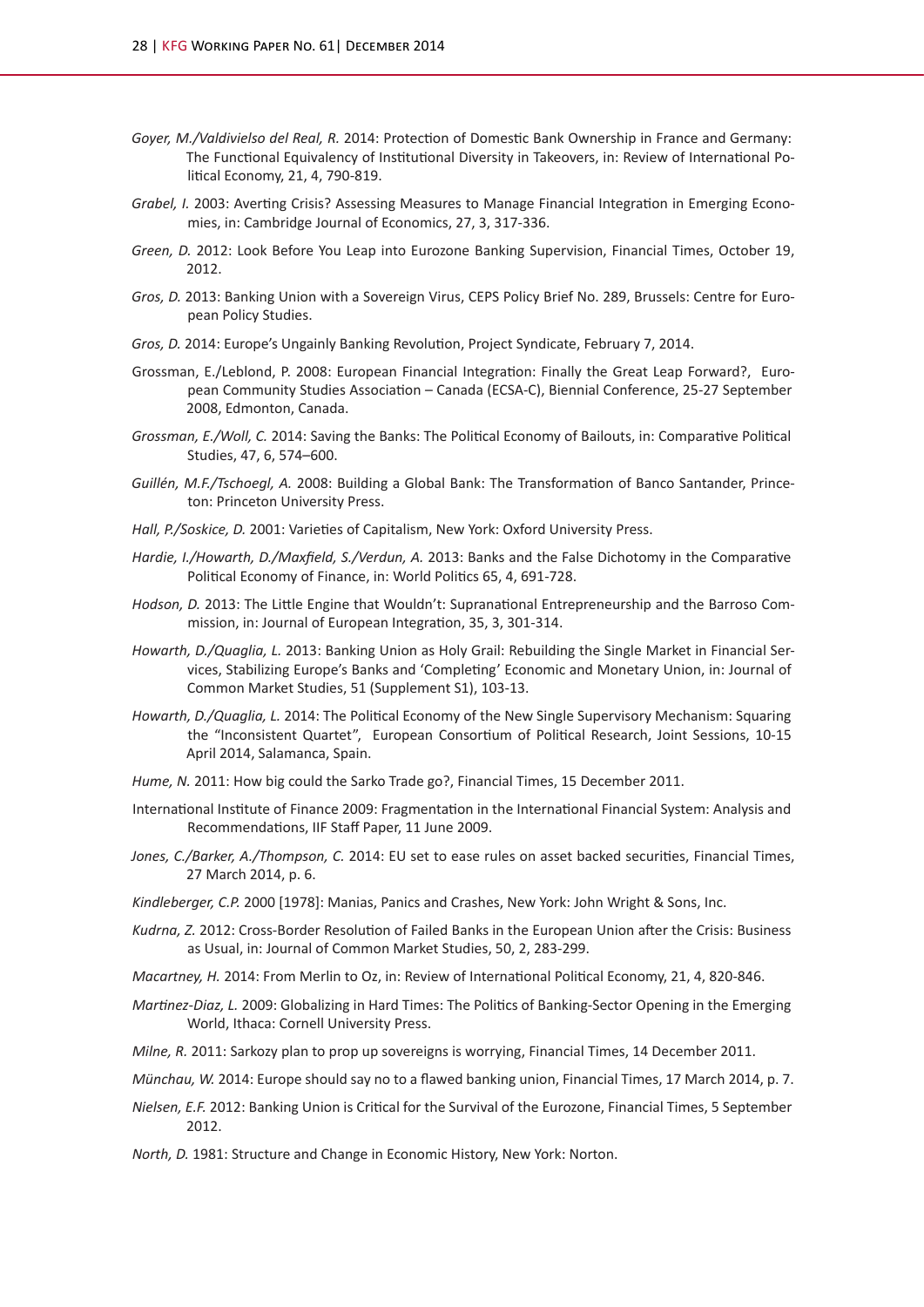*Goyer, M./Valdivielso del Real, R.* 2014: Protection of Domestic Bank Ownership in France and Germany: The Functional Equivalency of Institutional Diversity in Takeovers, in: Review of International Political Economy, 21, 4, 790-819.

*Grabel, I.* 2003: Averting Crisis? Assessing Measures to Manage Financial Integration in Emerging Economies, in: Cambridge Journal of Economics, 27, 3, 317-336.

*Green, D.* 2012: Look Before You Leap into Eurozone Banking Supervision, Financial Times, October 19, 2012.

*Gros, D.* 2013: Banking Union with a Sovereign Virus, CEPS Policy Brief No. 289, Brussels: Centre for European Policy Studies.

*Gros, D.* 2014: Europe's Ungainly Banking Revolution, Project Syndicate, February 7, 2014.

Grossman, E./Leblond, P. 2008: European Financial Integration: Finally the Great Leap Forward?, European Community Studies Association – Canada (ECSA-C), Biennial Conference, 25-27 September 2008, Edmonton, Canada.

*Grossman, E./Woll, C.* 2014: Saving the Banks: The Political Economy of Bailouts, in: Comparative Political Studies, 47, 6, 574–600.

*Guillén, M.F./Tschoegl, A.* 2008: Building a Global Bank: The Transformation of Banco Santander, Princeton: Princeton University Press.

*Hall, P./Soskice, D.* 2001: Varieties of Capitalism, New York: Oxford University Press.

*Hardie, I./Howarth, D./Maxfield, S./Verdun, A.* 2013: Banks and the False Dichotomy in the Comparative Political Economy of Finance, in: World Politics 65, 4, 691-728.

*Hodson, D.* 2013: The Little Engine that Wouldn't: Supranational Entrepreneurship and the Barroso Commission, in: Journal of European Integration, 35, 3, 301-314.

*Howarth, D./Quaglia, L.* 2013: Banking Union as Holy Grail: Rebuilding the Single Market in Financial Services, Stabilizing Europe's Banks and 'Completing' Economic and Monetary Union, in: Journal of Common Market Studies, 51 (Supplement S1), 103-13.

*Howarth, D./Quaglia, L.* 2014: The Political Economy of the New Single Supervisory Mechanism: Squaring the "Inconsistent Quartet", European Consortium of Political Research, Joint Sessions, 10-15 April 2014, Salamanca, Spain.

*Hume, N.* 2011: How big could the Sarko Trade go?, Financial Times, 15 December 2011.

International Institute of Finance 2009: Fragmentation in the International Financial System: Analysis and Recommendations, IIF Staff Paper, 11 June 2009.

*Jones, C./Barker, A./Thompson, C.* 2014: EU set to ease rules on asset backed securities, Financial Times, 27 March 2014, p. 6.

*Kindleberger, C.P.* 2000 [1978]: Manias, Panics and Crashes, New York: John Wright & Sons, Inc.

*Kudrna, Z.* 2012: Cross-Border Resolution of Failed Banks in the European Union after the Crisis: Business as Usual, in: Journal of Common Market Studies, 50, 2, 283-299.

*Macartney, H.* 2014: From Merlin to Oz, in: Review of International Political Economy, 21, 4, 820-846.

*Martinez-Diaz, L.* 2009: Globalizing in Hard Times: The Politics of Banking-Sector Opening in the Emerging World, Ithaca: Cornell University Press.

*Milne, R.* 2011: Sarkozy plan to prop up sovereigns is worrying, Financial Times, 14 December 2011.

*Münchau, W.* 2014: Europe should say no to a flawed banking union, Financial Times, 17 March 2014, p. 7.

*Nielsen, E.F.* 2012: Banking Union is Critical for the Survival of the Eurozone, Financial Times, 5 September 2012.

*North, D.* 1981: Structure and Change in Economic History, New York: Norton.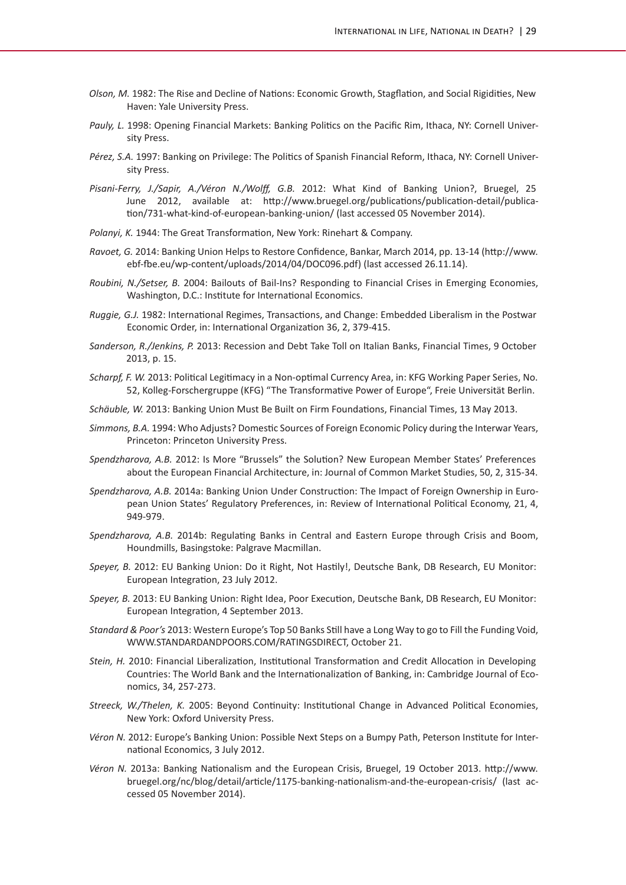*Olson, M.* 1982: The Rise and Decline of Nations: Economic Growth, Stagflation, and Social Rigidities, New Haven: Yale University Press.

*Pauly, L.* 1998: Opening Financial Markets: Banking Politics on the Pacific Rim, Ithaca, NY: Cornell University Press.

*Pérez, S.A.* 1997: Banking on Privilege: The Politics of Spanish Financial Reform, Ithaca, NY: Cornell University Press.

*Pisani-Ferry, J./Sapir, A./Véron N./Wolff, G.B.* 2012: What Kind of Banking Union?, Bruegel, 25 June 2012, available at: http://www.bruegel.org/publications/publication-detail/publication/731-what-kind-of-european-banking-union/ (last accessed 05 November 2014).

*Polanyi, K.* 1944: The Great Transformation, New York: Rinehart & Company.

*Ravoet, G.* 2014: Banking Union Helps to Restore Confidence, Bankar, March 2014, pp. 13-14 (http://www.ebf-fbe.eu/wp-content/uploads/2014/04/DOC096.pdf) (last accessed 26.11.14).

*Roubini, N./Setser, B.* 2004: Bailouts of Bail-Ins? Responding to Financial Crises in Emerging Economies, Washington, D.C.: Institute for International Economics.

*Ruggie, G.J.* 1982: International Regimes, Transactions, and Change: Embedded Liberalism in the Postwar Economic Order, in: International Organization 36, 2, 379-415.

*Sanderson, R./Jenkins, P.* 2013: Recession and Debt Take Toll on Italian Banks, Financial Times, 9 October 2013, p. 15.

*Scharpf, F. W.* 2013: Political Legitimacy in a Non-optimal Currency Area, in: KFG Working Paper Series, No. 52, Kolleg-Forschergruppe (KFG) "The Transformative Power of Europe", Freie Universität Berlin.

*Schäuble, W.* 2013: Banking Union Must Be Built on Firm Foundations, Financial Times, 13 May 2013.

*Simmons, B.A.* 1994: Who Adjusts? Domestic Sources of Foreign Economic Policy during the Interwar Years, Princeton: Princeton University Press.

*Spendzharova, A.B.* 2012: Is More "Brussels" the Solution? New European Member States' Preferences about the European Financial Architecture, in: Journal of Common Market Studies, 50, 2, 315-34.

*Spendzharova, A.B.* 2014a: Banking Union Under Construction: The Impact of Foreign Ownership in European Union States' Regulatory Preferences, in: Review of International Political Economy, 21, 4, 949-979.

*Spendzharova, A.B.* 2014b: Regulating Banks in Central and Eastern Europe through Crisis and Boom, Houndmills, Basingstoke: Palgrave Macmillan.

*Speyer, B.* 2012: EU Banking Union: Do it Right, Not Hastily!, Deutsche Bank, DB Research, EU Monitor: European Integration, 23 July 2012.

*Speyer, B.* 2013: EU Banking Union: Right Idea, Poor Execution, Deutsche Bank, DB Research, EU Monitor: European Integration, 4 September 2013.

*Standard & Poor's* 2013: Western Europe's Top 50 Banks Still have a Long Way to go to Fill the Funding Void, WWW.STANDARDANDPOORS.COM/RATINGSDIRECT, October 21.

*Stein, H.* 2010: Financial Liberalization, Institutional Transformation and Credit Allocation in Developing Countries: The World Bank and the Internationalization of Banking, in: Cambridge Journal of Economics, 34, 257-273.

*Streeck, W./Thelen, K.* 2005: Beyond Continuity: Institutional Change in Advanced Political Economies, New York: Oxford University Press.

*Véron N.* 2012: Europe's Banking Union: Possible Next Steps on a Bumpy Path, Peterson Institute for International Economics, 3 July 2012.

*Véron N.* 2013a: Banking Nationalism and the European Crisis, Bruegel, 19 October 2013. http://www.bruegel.org/nc/blog/detail/article/1175-banking-nationalism-and-the-european-crisis/ (last accessed 05 November 2014).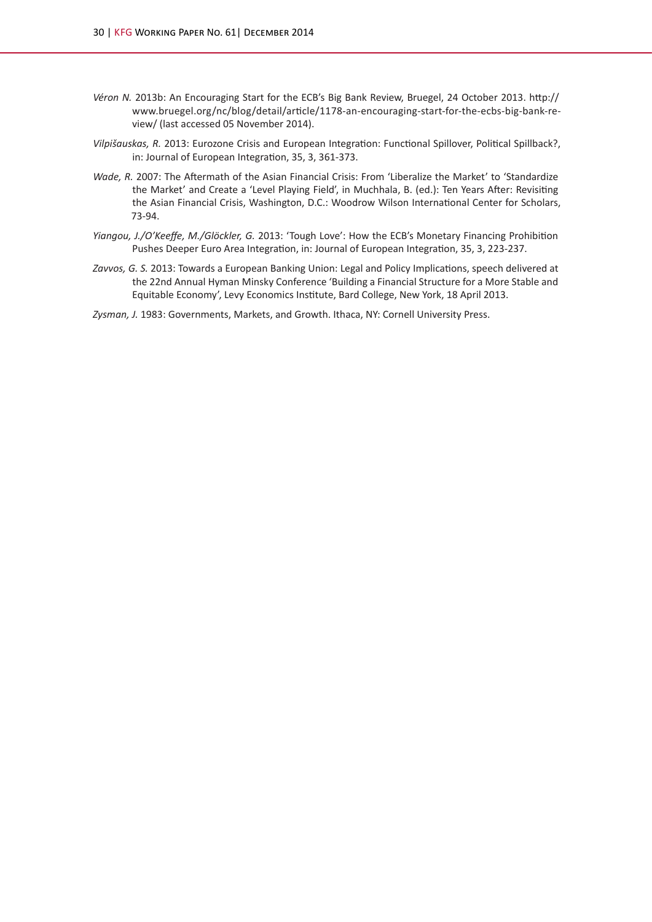*Véron N.* 2013b: An Encouraging Start for the ECB's Big Bank Review, Bruegel, 24 October 2013. http://www.bruegel.org/nc/blog/detail/article/1178-an-encouraging-start-for-the-ecbs-big-bank-review/ (last accessed 05 November 2014).

*Vilpišauskas, R.* 2013: Eurozone Crisis and European Integration: Functional Spillover, Political Spillback?, in: Journal of European Integration, 35, 3, 361-373.

*Wade, R.* 2007: The Aftermath of the Asian Financial Crisis: From 'Liberalize the Market' to 'Standardize the Market' and Create a 'Level Playing Field', in Muchhala, B. (ed.): Ten Years After: Revisiting the Asian Financial Crisis, Washington, D.C.: Woodrow Wilson International Center for Scholars, 73-94.

*Yiangou, J./O'Keeffe, M./Glöckler, G.* 2013: 'Tough Love': How the ECB's Monetary Financing Prohibition Pushes Deeper Euro Area Integration, in: Journal of European Integration, 35, 3, 223-237.

*Zavvos, G. S.* 2013: Towards a European Banking Union: Legal and Policy Implications, speech delivered at the 22nd Annual Hyman Minsky Conference 'Building a Financial Structure for a More Stable and Equitable Economy', Levy Economics Institute, Bard College, New York, 18 April 2013.

*Zysman, J.* 1983: Governments, Markets, and Growth. Ithaca, NY: Cornell University Press.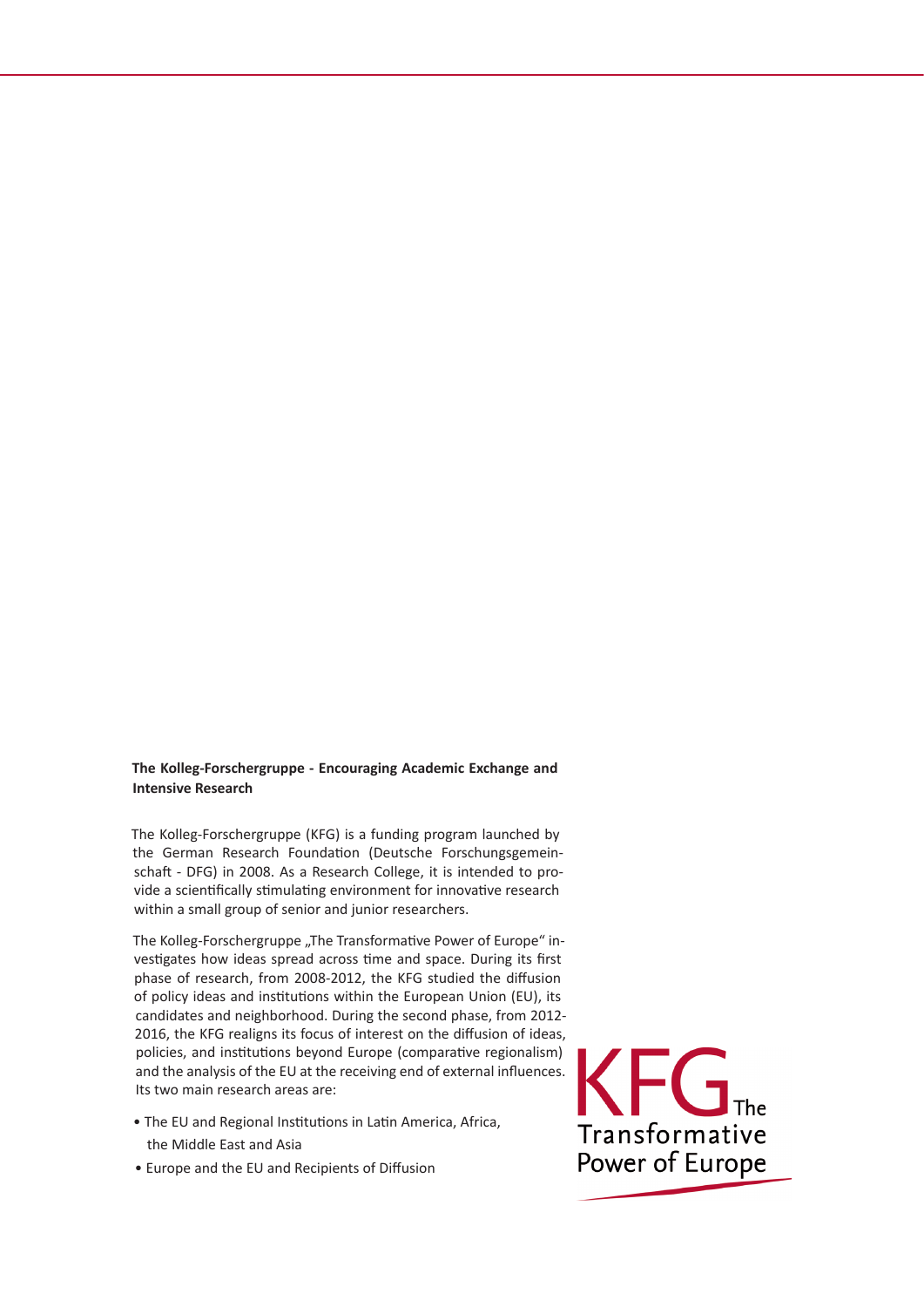**The Kolleg-Forschergruppe - Encouraging Academic Exchange and Intensive Research**

The Kolleg-Forschergruppe (KFG) is a funding program launched by the German Research Foundation (Deutsche Forschungsgemeinschaft - DFG) in 2008. As a Research College, it is intended to provide a scientifically stimulating environment for innovative research within a small group of senior and junior researchers.

The Kolleg-Forschergruppe „The Transformative Power of Europe" investigates how ideas spread across time and space. During its first phase of research, from 2008-2012, the KFG studied the diffusion of policy ideas and institutions within the European Union (EU), its candidates and neighborhood. During the second phase, from 2012-2016, the KFG realigns its focus of interest on the diffusion of ideas, policies, and institutions beyond Europe (comparative regionalism) and the analysis of the EU at the receiving end of external influences. Its two main research areas are:

- The EU and Regional Institutions in Latin America, Africa, the Middle East and Asia
- Europe and the EU and Recipients of Diffusion

KFG The Transformative Power of Europe